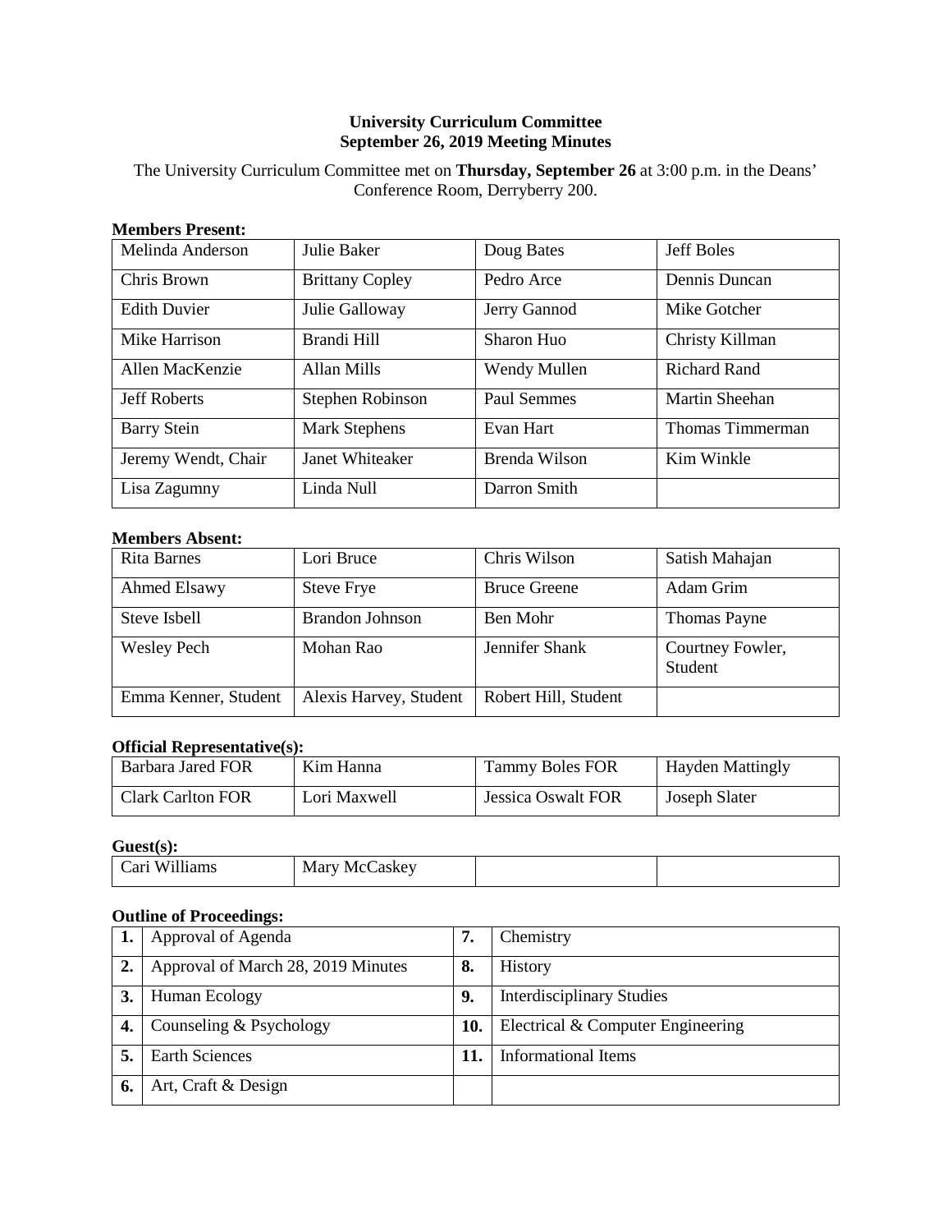**University Curriculum Committee**
**September 26, 2019 Meeting Minutes**

The University Curriculum Committee met on **Thursday, September 26** at 3:00 p.m. in the Deans' Conference Room, Derryberry 200.

**Members Present:**

| | | | |
|---|---|---|---|
| Melinda Anderson | Julie Baker | Doug Bates | Jeff Boles |
| Chris Brown | Brittany Copley | Pedro Arce | Dennis Duncan |
| Edith Duvier | Julie Galloway | Jerry Gannod | Mike Gotcher |
| Mike Harrison | Brandi Hill | Sharon Huo | Christy Killman |
| Allen MacKenzie | Allan Mills | Wendy Mullen | Richard Rand |
| Jeff Roberts | Stephen Robinson | Paul Semmes | Martin Sheehan |
| Barry Stein | Mark Stephens | Evan Hart | Thomas Timmerman |
| Jeremy Wendt, Chair | Janet Whiteaker | Brenda Wilson | Kim Winkle |
| Lisa Zagumny | Linda Null | Darron Smith | |

**Members Absent:**

| | | | |
|---|---|---|---|
| Rita Barnes | Lori Bruce | Chris Wilson | Satish Mahajan |
| Ahmed Elsawy | Steve Frye | Bruce Greene | Adam Grim |
| Steve Isbell | Brandon Johnson | Ben Mohr | Thomas Payne |
| Wesley Pech | Mohan Rao | Jennifer Shank | Courtney Fowler, Student |
| Emma Kenner, Student | Alexis Harvey, Student | Robert Hill, Student | |

**Official Representative(s):**

| | | | |
|---|---|---|---|
| Barbara Jared FOR | Kim Hanna | Tammy Boles FOR | Hayden Mattingly |
| Clark Carlton FOR | Lori Maxwell | Jessica Oswalt FOR | Joseph Slater |

**Guest(s):**

| | | | |
|---|---|---|---|
| Cari Williams | Mary McCaskey | | |

**Outline of Proceedings:**

| | | | |
|---|---|---|---|
| **1.** | Approval of Agenda | **7.** | Chemistry |
| **2.** | Approval of March 28, 2019 Minutes | **8.** | History |
| **3.** | Human Ecology | **9.** | Interdisciplinary Studies |
| **4.** | Counseling & Psychology | **10.** | Electrical & Computer Engineering |
| **5.** | Earth Sciences | **11.** | Informational Items |
| **6.** | Art, Craft & Design | | |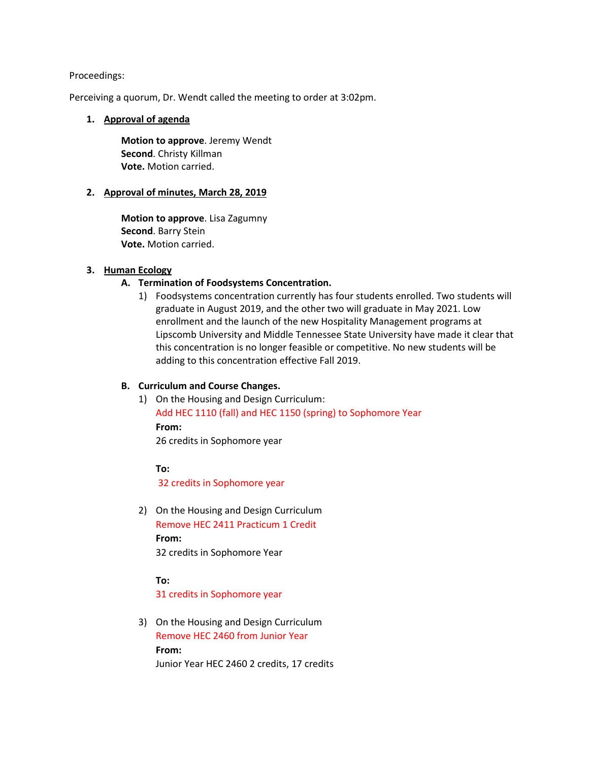Proceedings:

Perceiving a quorum, Dr. Wendt called the meeting to order at 3:02pm.

1. **Approval of agenda**

   **Motion to approve**. Jeremy Wendt
   **Second**. Christy Killman
   **Vote.** Motion carried.

2. **Approval of minutes, March 28, 2019**

   **Motion to approve**. Lisa Zagumny
   **Second**. Barry Stein
   **Vote.** Motion carried.

3. **Human Ecology**

   **A. Termination of Foodsystems Concentration.**

   1) Foodsystems concentration currently has four students enrolled. Two students will graduate in August 2019, and the other two will graduate in May 2021. Low enrollment and the launch of the new Hospitality Management programs at Lipscomb University and Middle Tennessee State University have made it clear that this concentration is no longer feasible or competitive. No new students will be adding to this concentration effective Fall 2019.

   **B. Curriculum and Course Changes.**

   1) On the Housing and Design Curriculum:
      Add HEC 1110 (fall) and HEC 1150 (spring) to Sophomore Year
      **From:**
      26 credits in Sophomore year

      **To:**
      32 credits in Sophomore year

   2) On the Housing and Design Curriculum
      Remove HEC 2411 Practicum 1 Credit
      **From:**
      32 credits in Sophomore Year

      **To:**
      31 credits in Sophomore year

   3) On the Housing and Design Curriculum
      Remove HEC 2460 from Junior Year
      **From:**
      Junior Year HEC 2460 2 credits, 17 credits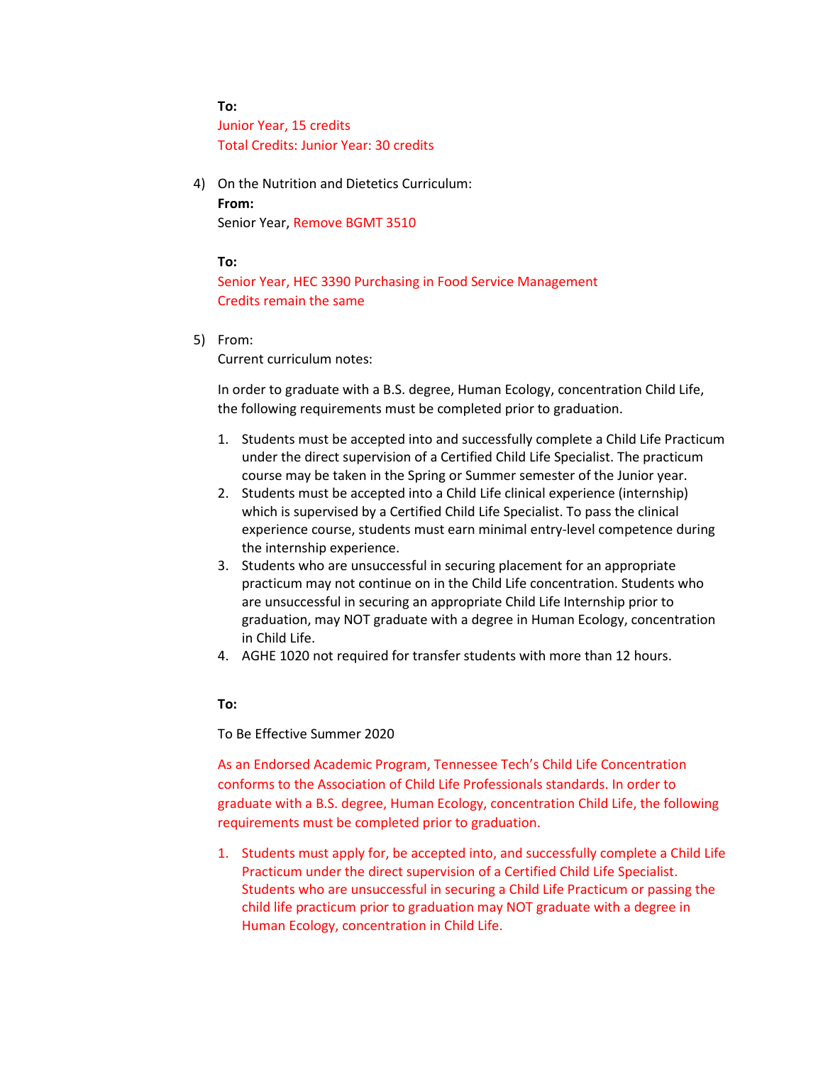**To:**
Junior Year, 15 credits
Total Credits: Junior Year: 30 credits

4) On the Nutrition and Dietetics Curriculum:

   **From:**
   Senior Year, Remove BGMT 3510

   **To:**
   Senior Year, HEC 3390 Purchasing in Food Service Management
   Credits remain the same

5) From:
   Current curriculum notes:

   In order to graduate with a B.S. degree, Human Ecology, concentration Child Life, the following requirements must be completed prior to graduation.

   1. Students must be accepted into and successfully complete a Child Life Practicum under the direct supervision of a Certified Child Life Specialist. The practicum course may be taken in the Spring or Summer semester of the Junior year.
   2. Students must be accepted into a Child Life clinical experience (internship) which is supervised by a Certified Child Life Specialist. To pass the clinical experience course, students must earn minimal entry-level competence during the internship experience.
   3. Students who are unsuccessful in securing placement for an appropriate practicum may not continue on in the Child Life concentration. Students who are unsuccessful in securing an appropriate Child Life Internship prior to graduation, may NOT graduate with a degree in Human Ecology, concentration in Child Life.
   4. AGHE 1020 not required for transfer students with more than 12 hours.

   **To:**

   To Be Effective Summer 2020

   As an Endorsed Academic Program, Tennessee Tech's Child Life Concentration conforms to the Association of Child Life Professionals standards. In order to graduate with a B.S. degree, Human Ecology, concentration Child Life, the following requirements must be completed prior to graduation.

   1. Students must apply for, be accepted into, and successfully complete a Child Life Practicum under the direct supervision of a Certified Child Life Specialist. Students who are unsuccessful in securing a Child Life Practicum or passing the child life practicum prior to graduation may NOT graduate with a degree in Human Ecology, concentration in Child Life.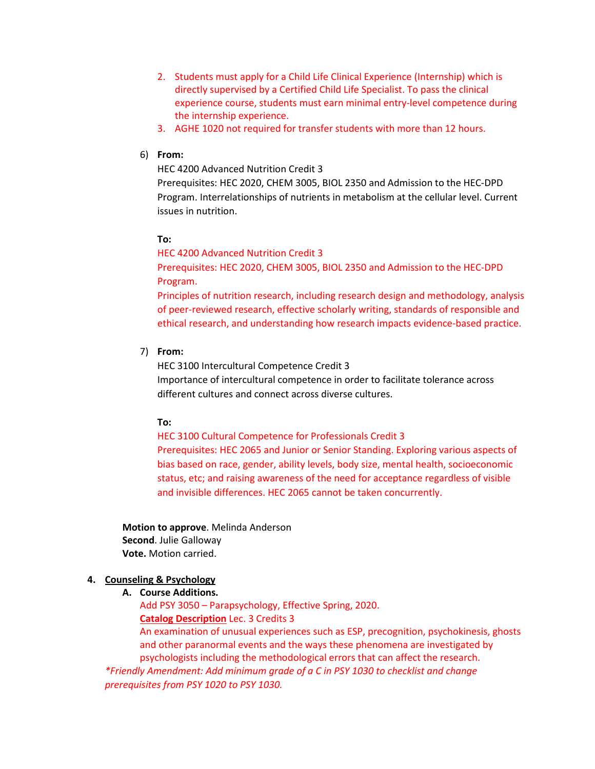2. Students must apply for a Child Life Clinical Experience (Internship) which is directly supervised by a Certified Child Life Specialist. To pass the clinical experience course, students must earn minimal entry-level competence during the internship experience.
3. AGHE 1020 not required for transfer students with more than 12 hours.

6) **From:**

   HEC 4200 Advanced Nutrition Credit 3
   Prerequisites: HEC 2020, CHEM 3005, BIOL 2350 and Admission to the HEC-DPD Program. Interrelationships of nutrients in metabolism at the cellular level. Current issues in nutrition.

   **To:**

   HEC 4200 Advanced Nutrition Credit 3
   Prerequisites: HEC 2020, CHEM 3005, BIOL 2350 and Admission to the HEC-DPD Program.
   Principles of nutrition research, including research design and methodology, analysis of peer-reviewed research, effective scholarly writing, standards of responsible and ethical research, and understanding how research impacts evidence-based practice.

7) **From:**

   HEC 3100 Intercultural Competence Credit 3
   Importance of intercultural competence in order to facilitate tolerance across different cultures and connect across diverse cultures.

   **To:**

   HEC 3100 Cultural Competence for Professionals Credit 3
   Prerequisites: HEC 2065 and Junior or Senior Standing. Exploring various aspects of bias based on race, gender, ability levels, body size, mental health, socioeconomic status, etc; and raising awareness of the need for acceptance regardless of visible and invisible differences. HEC 2065 cannot be taken concurrently.

**Motion to approve**. Melinda Anderson
**Second**. Julie Galloway
**Vote.** Motion carried.

**4. Counseling & Psychology**

**A. Course Additions.**

Add PSY 3050 – Parapsychology, Effective Spring, 2020.
**Catalog Description** Lec. 3 Credits 3
An examination of unusual experiences such as ESP, precognition, psychokinesis, ghosts and other paranormal events and the ways these phenomena are investigated by psychologists including the methodological errors that can affect the research.

*\*Friendly Amendment: Add minimum grade of a C in PSY 1030 to checklist and change prerequisites from PSY 1020 to PSY 1030.*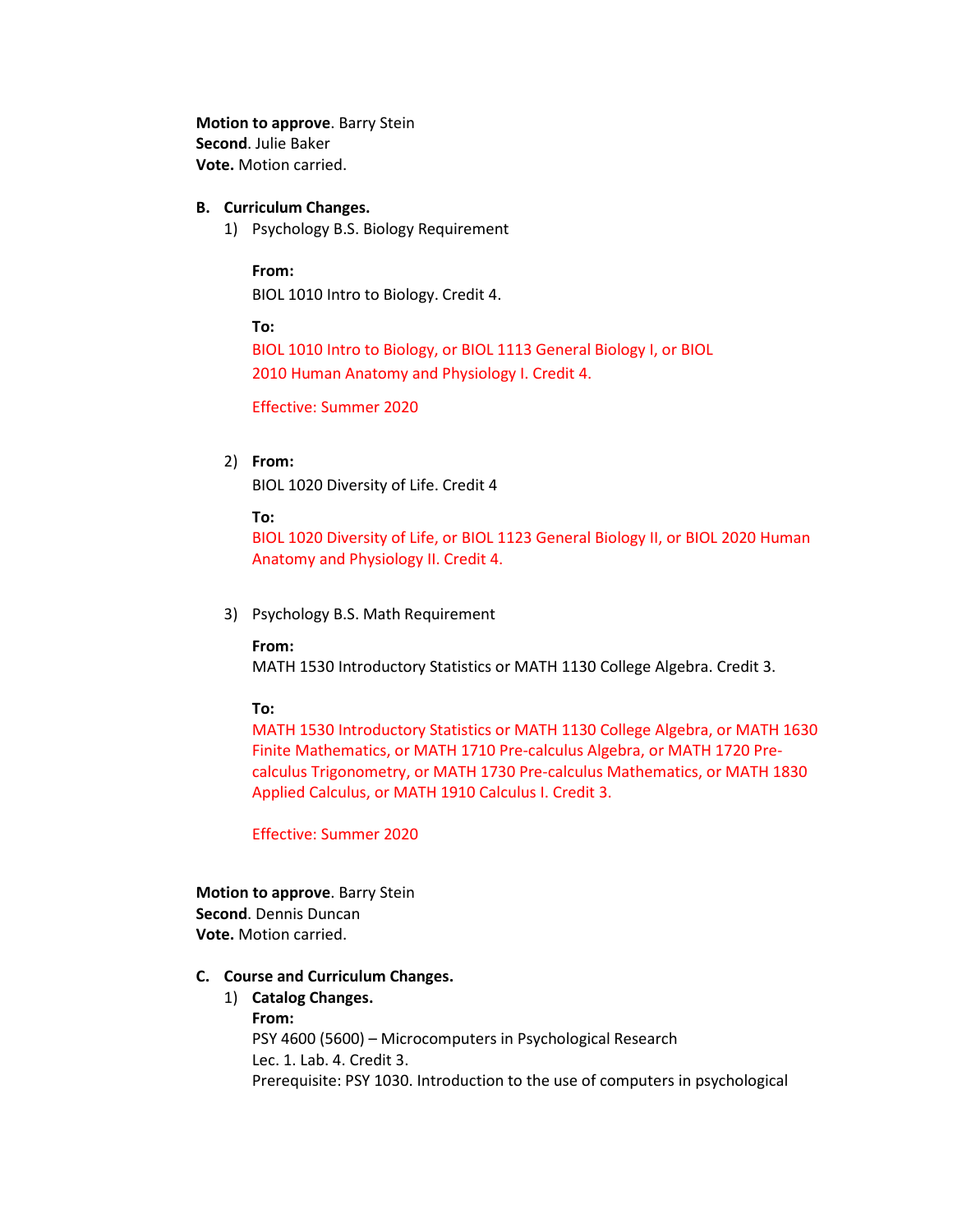**Motion to approve**. Barry Stein
**Second**. Julie Baker
**Vote.** Motion carried.

**B. Curriculum Changes.**

1) Psychology B.S. Biology Requirement

   **From:**
   BIOL 1010 Intro to Biology. Credit 4.

   **To:**
   BIOL 1010 Intro to Biology, or BIOL 1113 General Biology I, or BIOL 2010 Human Anatomy and Physiology I. Credit 4.

   Effective: Summer 2020

2) **From:**
   BIOL 1020 Diversity of Life. Credit 4

   **To:**
   BIOL 1020 Diversity of Life, or BIOL 1123 General Biology II, or BIOL 2020 Human Anatomy and Physiology II. Credit 4.

3) Psychology B.S. Math Requirement

   **From:**
   MATH 1530 Introductory Statistics or MATH 1130 College Algebra. Credit 3.

   **To:**
   MATH 1530 Introductory Statistics or MATH 1130 College Algebra, or MATH 1630 Finite Mathematics, or MATH 1710 Pre-calculus Algebra, or MATH 1720 Pre-calculus Trigonometry, or MATH 1730 Pre-calculus Mathematics, or MATH 1830 Applied Calculus, or MATH 1910 Calculus I. Credit 3.

   Effective: Summer 2020

**Motion to approve**. Barry Stein
**Second**. Dennis Duncan
**Vote.** Motion carried.

**C. Course and Curriculum Changes.**

1) **Catalog Changes.**
   **From:**
   PSY 4600 (5600) – Microcomputers in Psychological Research
   Lec. 1. Lab. 4. Credit 3.
   Prerequisite: PSY 1030. Introduction to the use of computers in psychological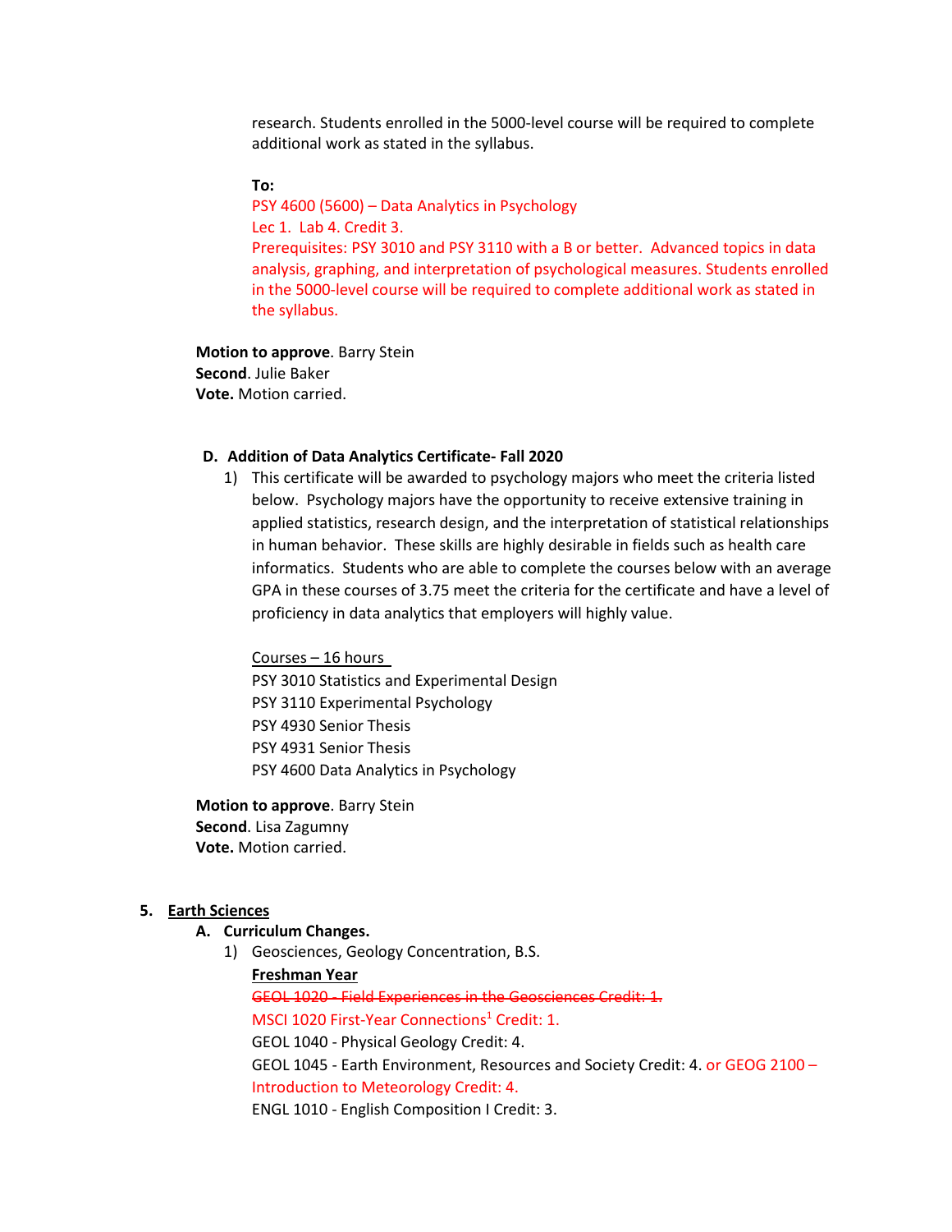research. Students enrolled in the 5000-level course will be required to complete additional work as stated in the syllabus.

**To:**
PSY 4600 (5600) – Data Analytics in Psychology
Lec 1. Lab 4. Credit 3.
Prerequisites: PSY 3010 and PSY 3110 with a B or better. Advanced topics in data analysis, graphing, and interpretation of psychological measures. Students enrolled in the 5000-level course will be required to complete additional work as stated in the syllabus.

**Motion to approve**. Barry Stein
**Second**. Julie Baker
**Vote.** Motion carried.

**D. Addition of Data Analytics Certificate- Fall 2020**

1) This certificate will be awarded to psychology majors who meet the criteria listed below. Psychology majors have the opportunity to receive extensive training in applied statistics, research design, and the interpretation of statistical relationships in human behavior. These skills are highly desirable in fields such as health care informatics. Students who are able to complete the courses below with an average GPA in these courses of 3.75 meet the criteria for the certificate and have a level of proficiency in data analytics that employers will highly value.

   Courses – 16 hours
   PSY 3010 Statistics and Experimental Design
   PSY 3110 Experimental Psychology
   PSY 4930 Senior Thesis
   PSY 4931 Senior Thesis
   PSY 4600 Data Analytics in Psychology

**Motion to approve**. Barry Stein
**Second**. Lisa Zagumny
**Vote.** Motion carried.

5. **Earth Sciences**

   **A. Curriculum Changes.**

   1) Geosciences, Geology Concentration, B.S.

      **Freshman Year**
      ~~GEOL 1020 - Field Experiences in the Geosciences Credit: 1.~~
      MSCI 1020 First-Year Connections[1] Credit: 1.
      GEOL 1040 - Physical Geology Credit: 4.
      GEOL 1045 - Earth Environment, Resources and Society Credit: 4. or GEOG 2100 – Introduction to Meteorology Credit: 4.
      ENGL 1010 - English Composition I Credit: 3.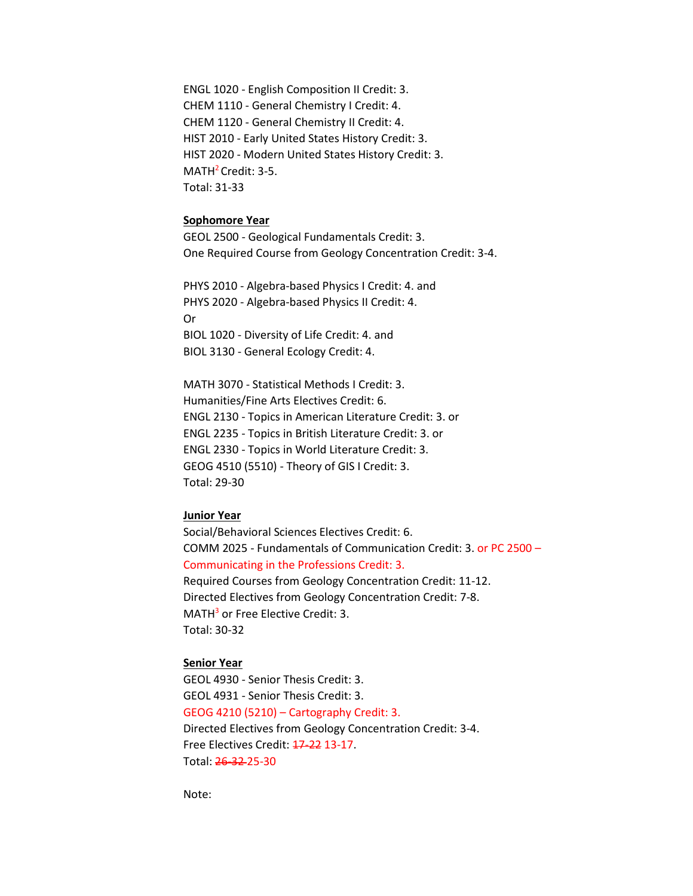ENGL 1020 - English Composition II Credit: 3.
CHEM 1110 - General Chemistry I Credit: 4.
CHEM 1120 - General Chemistry II Credit: 4.
HIST 2010 - Early United States History Credit: 3.
HIST 2020 - Modern United States History Credit: 3.
MATH[2] Credit: 3-5.
Total: 31-33

**Sophomore Year**

GEOL 2500 - Geological Fundamentals Credit: 3.
One Required Course from Geology Concentration Credit: 3-4.

PHYS 2010 - Algebra-based Physics I Credit: 4. and
PHYS 2020 - Algebra-based Physics II Credit: 4.
Or
BIOL 1020 - Diversity of Life Credit: 4. and
BIOL 3130 - General Ecology Credit: 4.

MATH 3070 - Statistical Methods I Credit: 3.
Humanities/Fine Arts Electives Credit: 6.
ENGL 2130 - Topics in American Literature Credit: 3. or
ENGL 2235 - Topics in British Literature Credit: 3. or
ENGL 2330 - Topics in World Literature Credit: 3.
GEOG 4510 (5510) - Theory of GIS I Credit: 3.
Total: 29-30

**Junior Year**

Social/Behavioral Sciences Electives Credit: 6.
COMM 2025 - Fundamentals of Communication Credit: 3. or PC 2500 – Communicating in the Professions Credit: 3.
Required Courses from Geology Concentration Credit: 11-12.
Directed Electives from Geology Concentration Credit: 7-8.
MATH[3] or Free Elective Credit: 3.
Total: 30-32

**Senior Year**

GEOL 4930 - Senior Thesis Credit: 3.
GEOL 4931 - Senior Thesis Credit: 3.
GEOG 4210 (5210) – Cartography Credit: 3.
Directed Electives from Geology Concentration Credit: 3-4.
Free Electives Credit: ~~17-22~~ 13-17.
Total: ~~26-32~~ 25-30

Note: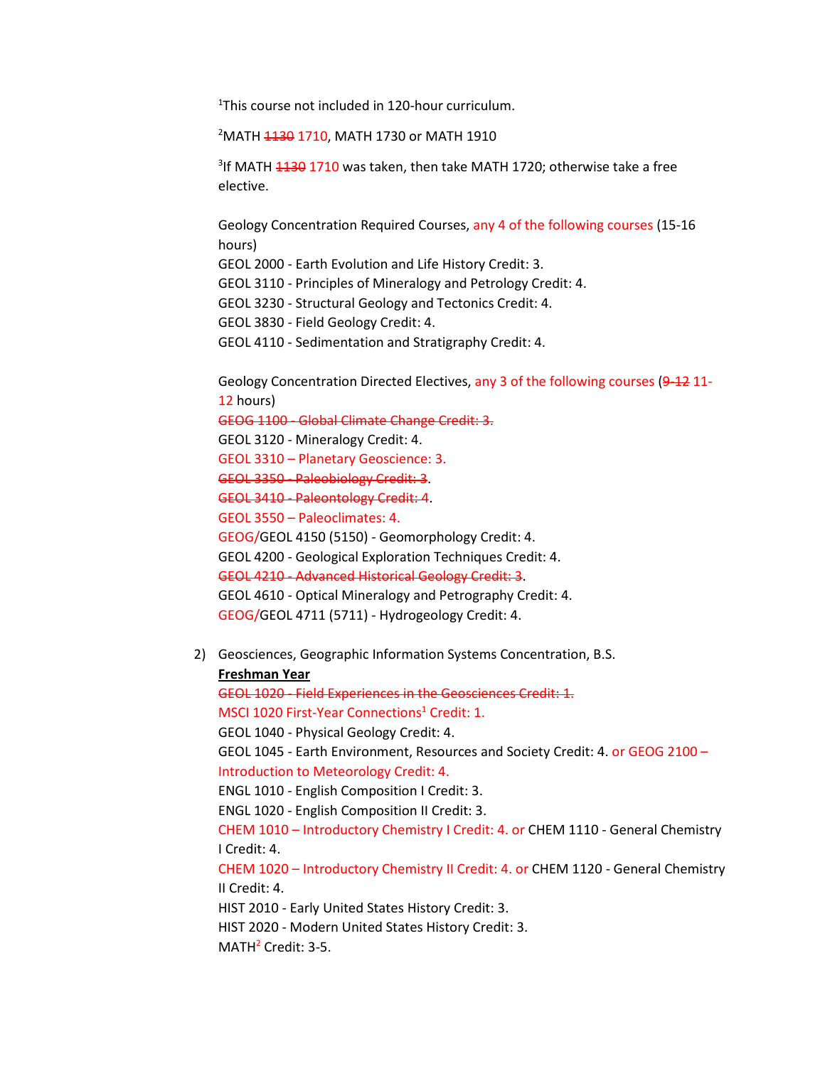[1]This course not included in 120-hour curriculum.

[2]MATH ~~1130~~ 1710, MATH 1730 or MATH 1910

[3]If MATH ~~1130~~ 1710 was taken, then take MATH 1720; otherwise take a free elective.

Geology Concentration Required Courses, any 4 of the following courses (15-16 hours)
GEOL 2000 - Earth Evolution and Life History Credit: 3.
GEOL 3110 - Principles of Mineralogy and Petrology Credit: 4.
GEOL 3230 - Structural Geology and Tectonics Credit: 4.
GEOL 3830 - Field Geology Credit: 4.
GEOL 4110 - Sedimentation and Stratigraphy Credit: 4.

Geology Concentration Directed Electives, any 3 of the following courses (~~9-12~~ 11-12 hours)
~~GEOG 1100 - Global Climate Change Credit: 3.~~
GEOL 3120 - Mineralogy Credit: 4.
GEOL 3310 – Planetary Geoscience: 3.
~~GEOL 3350 - Paleobiology Credit: 3~~.
~~GEOL 3410 - Paleontology Credit: 4~~.
GEOL 3550 – Paleoclimates: 4.
GEOG/GEOL 4150 (5150) - Geomorphology Credit: 4.
GEOL 4200 - Geological Exploration Techniques Credit: 4.
~~GEOL 4210 - Advanced Historical Geology Credit: 3~~.
GEOL 4610 - Optical Mineralogy and Petrography Credit: 4.
GEOG/GEOL 4711 (5711) - Hydrogeology Credit: 4.

2) Geosciences, Geographic Information Systems Concentration, B.S.

**Freshman Year**

~~GEOL 1020 - Field Experiences in the Geosciences Credit: 1.~~
MSCI 1020 First-Year Connections[1] Credit: 1.
GEOL 1040 - Physical Geology Credit: 4.
GEOL 1045 - Earth Environment, Resources and Society Credit: 4. or GEOG 2100 – Introduction to Meteorology Credit: 4.
ENGL 1010 - English Composition I Credit: 3.
ENGL 1020 - English Composition II Credit: 3.
CHEM 1010 – Introductory Chemistry I Credit: 4. or CHEM 1110 - General Chemistry I Credit: 4.
CHEM 1020 – Introductory Chemistry II Credit: 4. or CHEM 1120 - General Chemistry II Credit: 4.
HIST 2010 - Early United States History Credit: 3.
HIST 2020 - Modern United States History Credit: 3.
MATH[2] Credit: 3-5.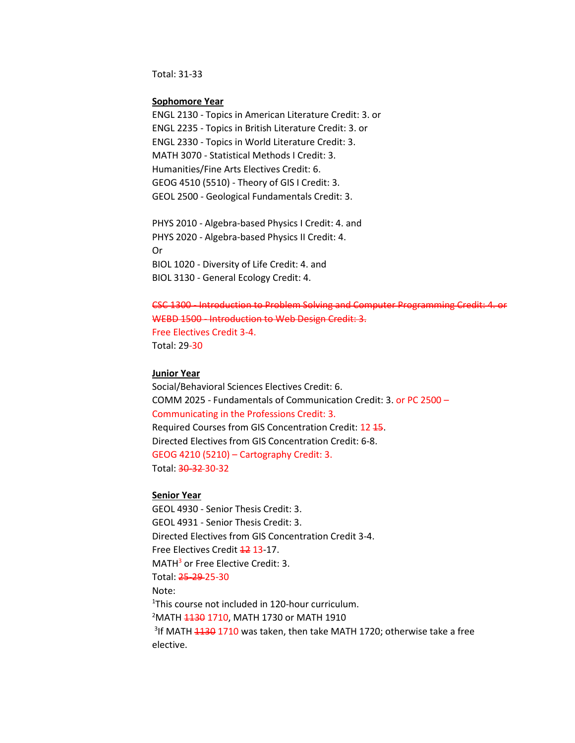Total: 31-33

**Sophomore Year**

ENGL 2130 - Topics in American Literature Credit: 3. or
ENGL 2235 - Topics in British Literature Credit: 3. or
ENGL 2330 - Topics in World Literature Credit: 3.
MATH 3070 - Statistical Methods I Credit: 3.
Humanities/Fine Arts Electives Credit: 6.
GEOG 4510 (5510) - Theory of GIS I Credit: 3.
GEOL 2500 - Geological Fundamentals Credit: 3.

PHYS 2010 - Algebra-based Physics I Credit: 4. and
PHYS 2020 - Algebra-based Physics II Credit: 4.
Or
BIOL 1020 - Diversity of Life Credit: 4. and
BIOL 3130 - General Ecology Credit: 4.

~~CSC 1300 - Introduction to Problem Solving and Computer Programming Credit: 4. or~~
~~WEBD 1500 - Introduction to Web Design Credit: 3.~~
Free Electives Credit 3-4.
Total: 29-30

**Junior Year**

Social/Behavioral Sciences Electives Credit: 6.
COMM 2025 - Fundamentals of Communication Credit: 3. or PC 2500 – Communicating in the Professions Credit: 3.
Required Courses from GIS Concentration Credit: 12 ~~15~~.
Directed Electives from GIS Concentration Credit: 6-8.
GEOG 4210 (5210) – Cartography Credit: 3.
Total: ~~30-32~~ 30-32

**Senior Year**

GEOL 4930 - Senior Thesis Credit: 3.
GEOL 4931 - Senior Thesis Credit: 3.
Directed Electives from GIS Concentration Credit 3-4.
Free Electives Credit ~~12~~ 13-17.
MATH[3] or Free Elective Credit: 3.
Total: ~~25-29~~ 25-30

Note:
[1]This course not included in 120-hour curriculum.
[2]MATH ~~1130~~ 1710, MATH 1730 or MATH 1910
[3]If MATH ~~1130~~ 1710 was taken, then take MATH 1720; otherwise take a free elective.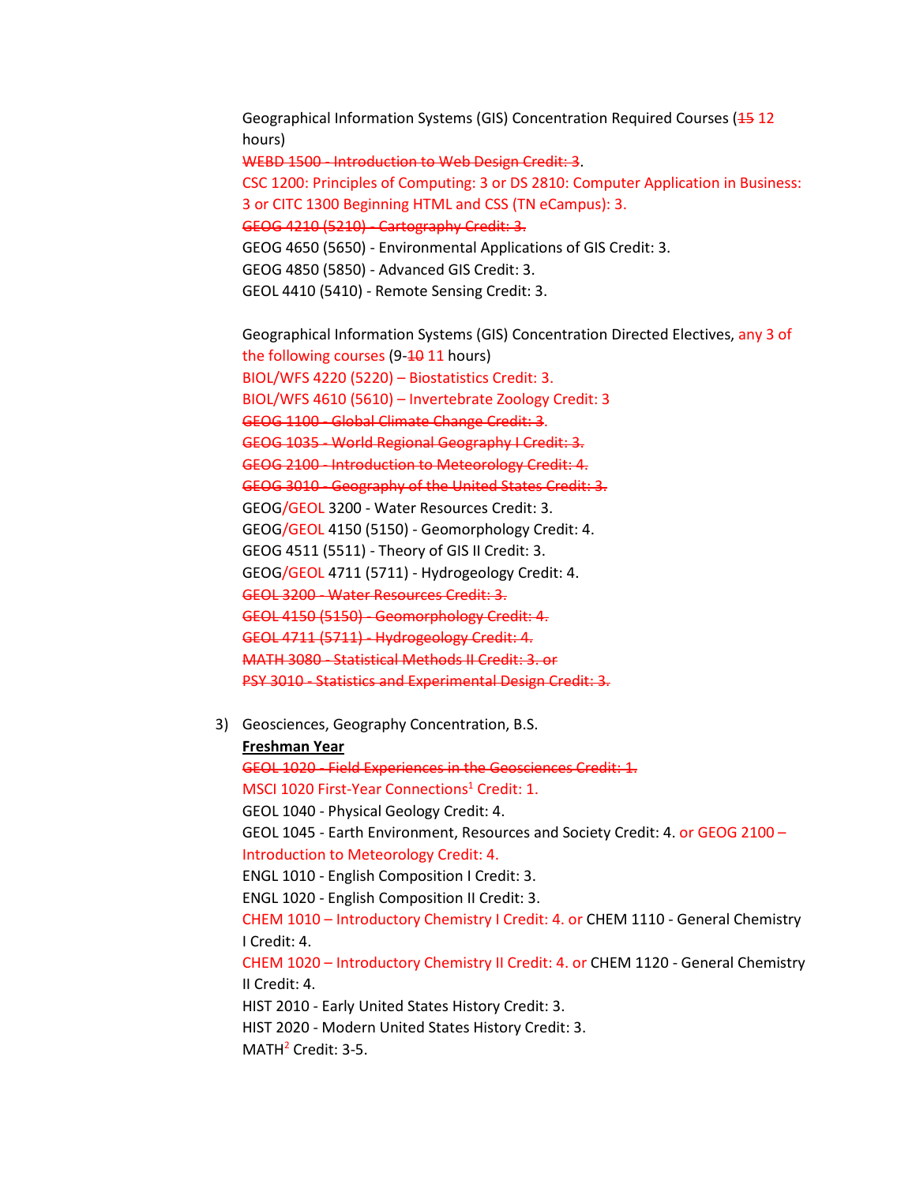Geographical Information Systems (GIS) Concentration Required Courses (~~15~~ 12 hours)

~~WEBD 1500 - Introduction to Web Design Credit: 3~~.
CSC 1200: Principles of Computing: 3 or DS 2810: Computer Application in Business: 3 or CITC 1300 Beginning HTML and CSS (TN eCampus): 3.
~~GEOG 4210 (5210) - Cartography Credit: 3.~~
GEOG 4650 (5650) - Environmental Applications of GIS Credit: 3.
GEOG 4850 (5850) - Advanced GIS Credit: 3.
GEOL 4410 (5410) - Remote Sensing Credit: 3.

Geographical Information Systems (GIS) Concentration Directed Electives, any 3 of the following courses (9-~~10~~ 11 hours)

BIOL/WFS 4220 (5220) – Biostatistics Credit: 3.
BIOL/WFS 4610 (5610) – Invertebrate Zoology Credit: 3
~~GEOG 1100 - Global Climate Change Credit: 3.~~
~~GEOG 1035 - World Regional Geography I Credit: 3.~~
~~GEOG 2100 - Introduction to Meteorology Credit: 4.~~
~~GEOG 3010 - Geography of the United States Credit: 3.~~
GEOG/GEOL 3200 - Water Resources Credit: 3.
GEOG/GEOL 4150 (5150) - Geomorphology Credit: 4.
GEOG 4511 (5511) - Theory of GIS II Credit: 3.
GEOG/GEOL 4711 (5711) - Hydrogeology Credit: 4.
~~GEOL 3200 - Water Resources Credit: 3.~~
~~GEOL 4150 (5150) - Geomorphology Credit: 4.~~
~~GEOL 4711 (5711) - Hydrogeology Credit: 4.~~
~~MATH 3080 - Statistical Methods II Credit: 3. or~~
~~PSY 3010 - Statistics and Experimental Design Credit: 3.~~

3) Geosciences, Geography Concentration, B.S.

**Freshman Year**

~~GEOL 1020 - Field Experiences in the Geosciences Credit: 1.~~
MSCI 1020 First-Year Connections[1] Credit: 1.
GEOL 1040 - Physical Geology Credit: 4.
GEOL 1045 - Earth Environment, Resources and Society Credit: 4. or GEOG 2100 – Introduction to Meteorology Credit: 4.
ENGL 1010 - English Composition I Credit: 3.
ENGL 1020 - English Composition II Credit: 3.
CHEM 1010 – Introductory Chemistry I Credit: 4. or CHEM 1110 - General Chemistry I Credit: 4.
CHEM 1020 – Introductory Chemistry II Credit: 4. or CHEM 1120 - General Chemistry II Credit: 4.
HIST 2010 - Early United States History Credit: 3.
HIST 2020 - Modern United States History Credit: 3.
MATH[2] Credit: 3-5.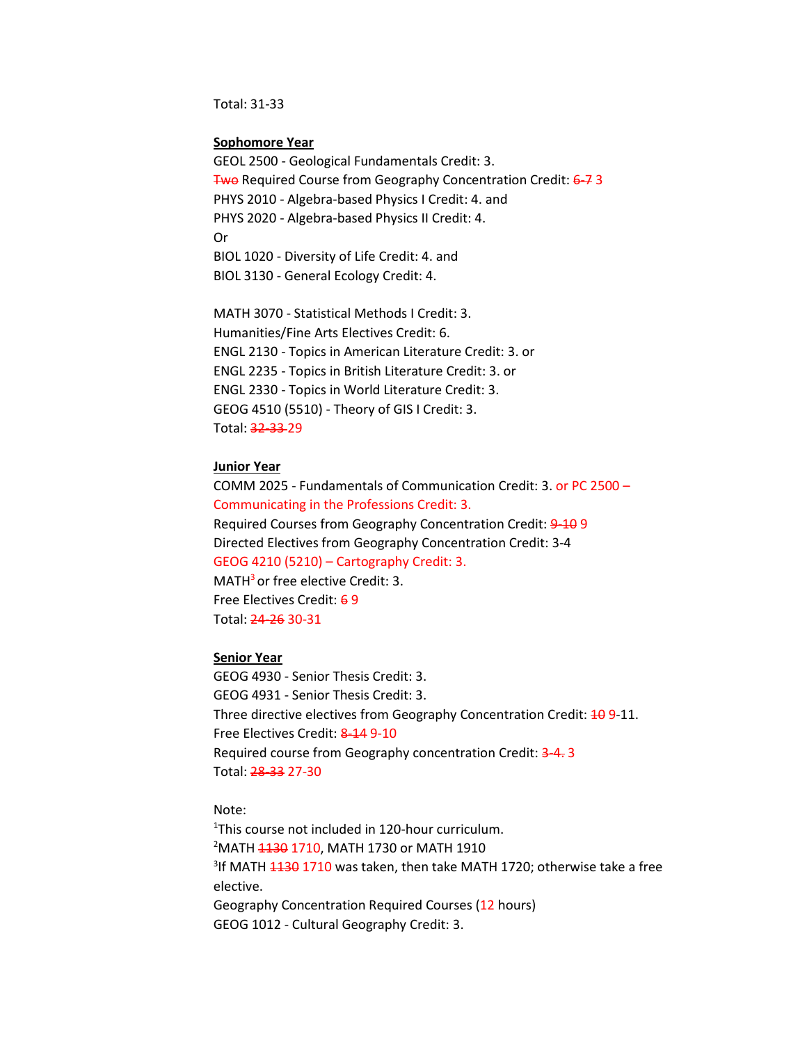Total: 31-33

**Sophomore Year**

GEOL 2500 - Geological Fundamentals Credit: 3.
~~Two~~ Required Course from Geography Concentration Credit: ~~6-7~~ 3
PHYS 2010 - Algebra-based Physics I Credit: 4. and
PHYS 2020 - Algebra-based Physics II Credit: 4.
Or
BIOL 1020 - Diversity of Life Credit: 4. and
BIOL 3130 - General Ecology Credit: 4.

MATH 3070 - Statistical Methods I Credit: 3.
Humanities/Fine Arts Electives Credit: 6.
ENGL 2130 - Topics in American Literature Credit: 3. or
ENGL 2235 - Topics in British Literature Credit: 3. or
ENGL 2330 - Topics in World Literature Credit: 3.
GEOG 4510 (5510) - Theory of GIS I Credit: 3.
Total: ~~32-33~~ 29

**Junior Year**

COMM 2025 - Fundamentals of Communication Credit: 3. or PC 2500 – Communicating in the Professions Credit: 3.
Required Courses from Geography Concentration Credit: ~~9-10~~ 9
Directed Electives from Geography Concentration Credit: 3-4
GEOG 4210 (5210) – Cartography Credit: 3.
MATH[3] or free elective Credit: 3.
Free Electives Credit: ~~6~~ 9
Total: ~~24-26~~ 30-31

**Senior Year**

GEOG 4930 - Senior Thesis Credit: 3.
GEOG 4931 - Senior Thesis Credit: 3.
Three directive electives from Geography Concentration Credit: ~~10~~ 9-11.
Free Electives Credit: ~~8-14~~ 9-10
Required course from Geography concentration Credit: ~~3-4.~~ 3
Total: ~~28-33~~ 27-30

Note:
[1]This course not included in 120-hour curriculum.
[2]MATH ~~1130~~ 1710, MATH 1730 or MATH 1910
[3]If MATH ~~1130~~ 1710 was taken, then take MATH 1720; otherwise take a free elective.
Geography Concentration Required Courses (12 hours)
GEOG 1012 - Cultural Geography Credit: 3.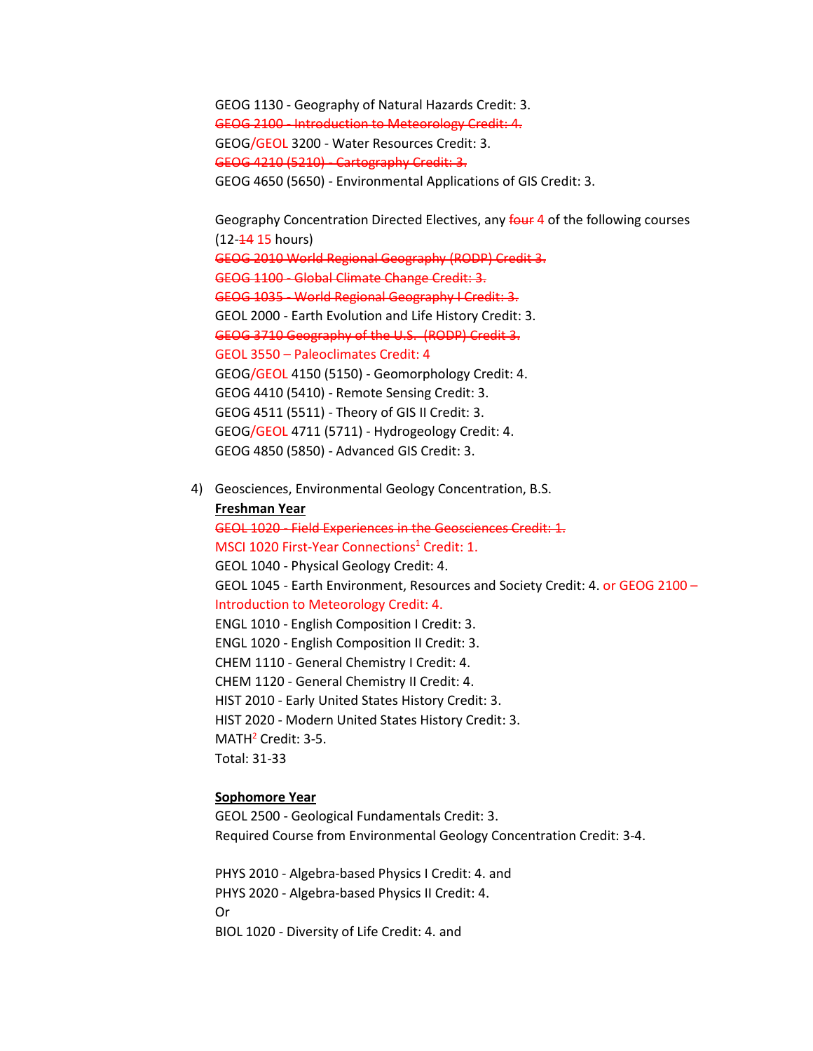GEOG 1130 - Geography of Natural Hazards Credit: 3.
~~GEOG 2100 - Introduction to Meteorology Credit: 4.~~
GEOG/GEOL 3200 - Water Resources Credit: 3.
~~GEOG 4210 (5210) - Cartography Credit: 3.~~
GEOG 4650 (5650) - Environmental Applications of GIS Credit: 3.

Geography Concentration Directed Electives, any ~~four~~ 4 of the following courses (12-~~14~~ 15 hours)
~~GEOG 2010 World Regional Geography (RODP) Credit 3.~~
~~GEOG 1100 - Global Climate Change Credit: 3.~~
~~GEOG 1035 - World Regional Geography I Credit: 3.~~
GEOL 2000 - Earth Evolution and Life History Credit: 3.
~~GEOG 3710 Geography of the U.S. (RODP) Credit 3.~~
GEOL 3550 – Paleoclimates Credit: 4
GEOG/GEOL 4150 (5150) - Geomorphology Credit: 4.
GEOG 4410 (5410) - Remote Sensing Credit: 3.
GEOG 4511 (5511) - Theory of GIS II Credit: 3.
GEOG/GEOL 4711 (5711) - Hydrogeology Credit: 4.
GEOG 4850 (5850) - Advanced GIS Credit: 3.

4) Geosciences, Environmental Geology Concentration, B.S.

**Freshman Year**

~~GEOL 1020 - Field Experiences in the Geosciences Credit: 1.~~
MSCI 1020 First-Year Connections[1] Credit: 1.
GEOL 1040 - Physical Geology Credit: 4.
GEOL 1045 - Earth Environment, Resources and Society Credit: 4. or GEOG 2100 – Introduction to Meteorology Credit: 4.
ENGL 1010 - English Composition I Credit: 3.
ENGL 1020 - English Composition II Credit: 3.
CHEM 1110 - General Chemistry I Credit: 4.
CHEM 1120 - General Chemistry II Credit: 4.
HIST 2010 - Early United States History Credit: 3.
HIST 2020 - Modern United States History Credit: 3.
MATH[2] Credit: 3-5.
Total: 31-33

**Sophomore Year**

GEOL 2500 - Geological Fundamentals Credit: 3.
Required Course from Environmental Geology Concentration Credit: 3-4.

PHYS 2010 - Algebra-based Physics I Credit: 4. and
PHYS 2020 - Algebra-based Physics II Credit: 4.
Or
BIOL 1020 - Diversity of Life Credit: 4. and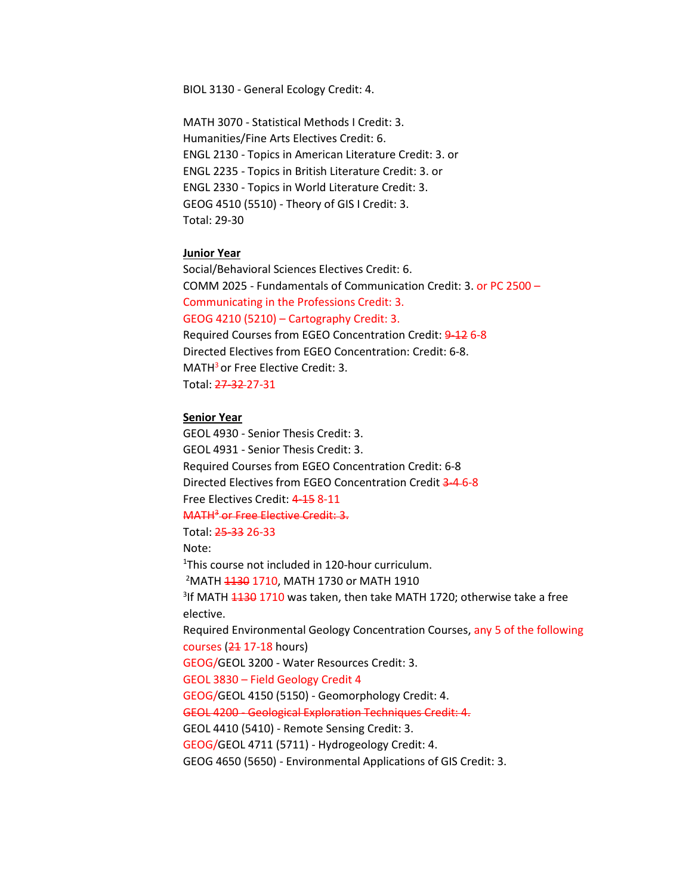BIOL 3130 - General Ecology Credit: 4.

MATH 3070 - Statistical Methods I Credit: 3.
Humanities/Fine Arts Electives Credit: 6.
ENGL 2130 - Topics in American Literature Credit: 3. or
ENGL 2235 - Topics in British Literature Credit: 3. or
ENGL 2330 - Topics in World Literature Credit: 3.
GEOG 4510 (5510) - Theory of GIS I Credit: 3.
Total: 29-30

**Junior Year**
Social/Behavioral Sciences Electives Credit: 6.
COMM 2025 - Fundamentals of Communication Credit: 3. or PC 2500 – Communicating in the Professions Credit: 3.
GEOG 4210 (5210) – Cartography Credit: 3.
Required Courses from EGEO Concentration Credit: ~~9-12~~ 6-8
Directed Electives from EGEO Concentration: Credit: 6-8.
MATH[3] or Free Elective Credit: 3.
Total: ~~27-32~~ 27-31

**Senior Year**
GEOL 4930 - Senior Thesis Credit: 3.
GEOL 4931 - Senior Thesis Credit: 3.
Required Courses from EGEO Concentration Credit: 6-8
Directed Electives from EGEO Concentration Credit ~~3-4~~ 6-8
Free Electives Credit: ~~4-15~~ 8-11
~~MATH[3] or Free Elective Credit: 3.~~
Total: ~~25-33~~ 26-33
Note:
[1]This course not included in 120-hour curriculum.
[2]MATH ~~1130~~ 1710, MATH 1730 or MATH 1910
[3]If MATH ~~1130~~ 1710 was taken, then take MATH 1720; otherwise take a free elective.
Required Environmental Geology Concentration Courses, any 5 of the following courses (~~21~~ 17-18 hours)
GEOG/GEOL 3200 - Water Resources Credit: 3.
GEOL 3830 – Field Geology Credit 4
GEOG/GEOL 4150 (5150) - Geomorphology Credit: 4.
~~GEOL 4200 - Geological Exploration Techniques Credit: 4.~~
GEOL 4410 (5410) - Remote Sensing Credit: 3.
GEOG/GEOL 4711 (5711) - Hydrogeology Credit: 4.
GEOG 4650 (5650) - Environmental Applications of GIS Credit: 3.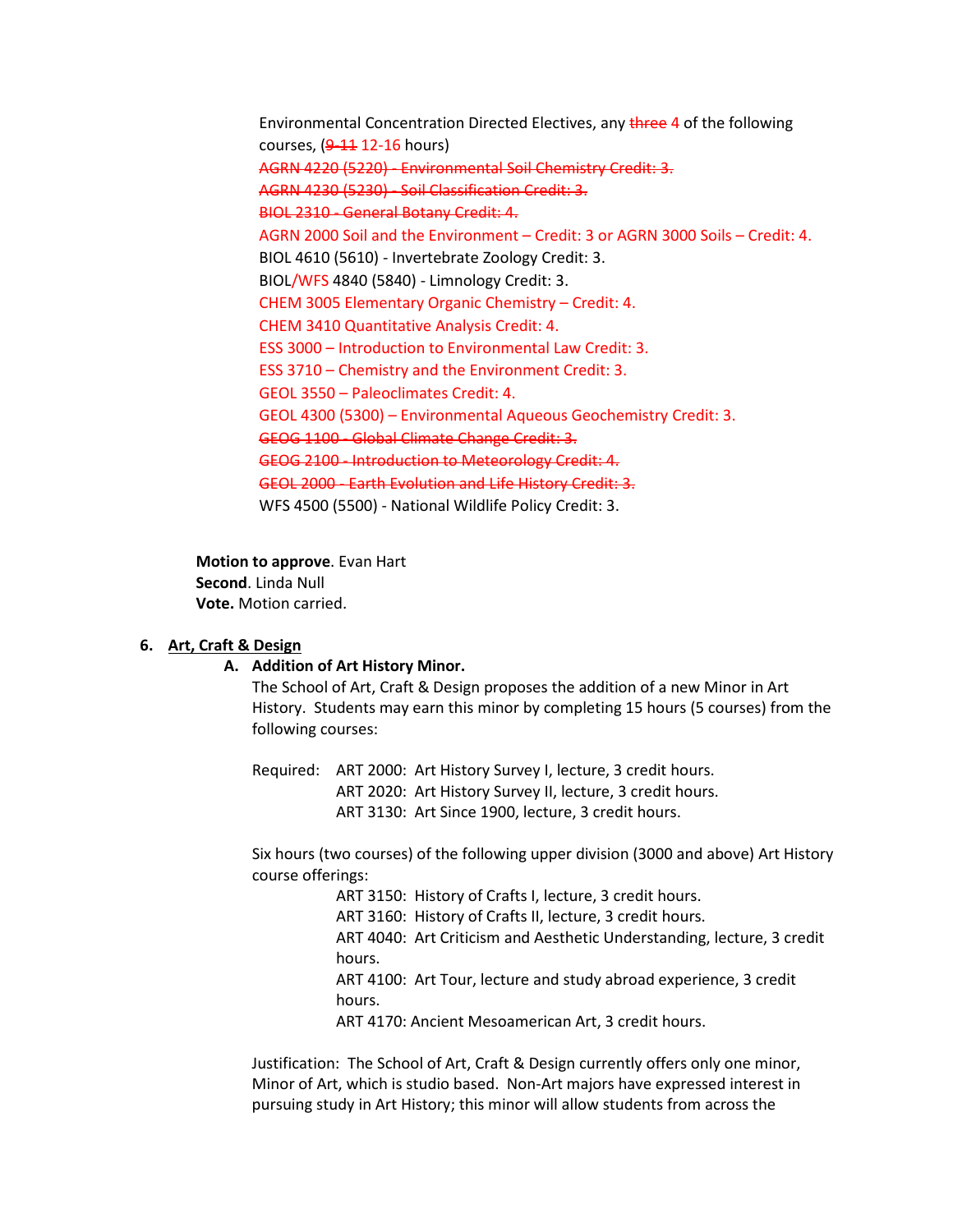Environmental Concentration Directed Electives, any ~~three~~ 4 of the following courses, (~~9-11~~ 12-16 hours)

~~AGRN 4220 (5220) - Environmental Soil Chemistry Credit: 3.~~
~~AGRN 4230 (5230) - Soil Classification Credit: 3.~~
~~BIOL 2310 - General Botany Credit: 4.~~
AGRN 2000 Soil and the Environment – Credit: 3 or AGRN 3000 Soils – Credit: 4.
BIOL 4610 (5610) - Invertebrate Zoology Credit: 3.
BIOL/WFS 4840 (5840) - Limnology Credit: 3.
CHEM 3005 Elementary Organic Chemistry – Credit: 4.
CHEM 3410 Quantitative Analysis Credit: 4.
ESS 3000 – Introduction to Environmental Law Credit: 3.
ESS 3710 – Chemistry and the Environment Credit: 3.
GEOL 3550 – Paleoclimates Credit: 4.
GEOL 4300 (5300) – Environmental Aqueous Geochemistry Credit: 3.
~~GEOG 1100 - Global Climate Change Credit: 3.~~
~~GEOG 2100 - Introduction to Meteorology Credit: 4.~~
~~GEOL 2000 - Earth Evolution and Life History Credit: 3.~~
WFS 4500 (5500) - National Wildlife Policy Credit: 3.

**Motion to approve**. Evan Hart
**Second**. Linda Null
**Vote.** Motion carried.

6. **Art, Craft & Design**

   A. **Addition of Art History Minor.**

   The School of Art, Craft & Design proposes the addition of a new Minor in Art History. Students may earn this minor by completing 15 hours (5 courses) from the following courses:

   Required:
   - ART 2000: Art History Survey I, lecture, 3 credit hours.
   - ART 2020: Art History Survey II, lecture, 3 credit hours.
   - ART 3130: Art Since 1900, lecture, 3 credit hours.

   Six hours (two courses) of the following upper division (3000 and above) Art History course offerings:
   - ART 3150: History of Crafts I, lecture, 3 credit hours.
   - ART 3160: History of Crafts II, lecture, 3 credit hours.
   - ART 4040: Art Criticism and Aesthetic Understanding, lecture, 3 credit hours.
   - ART 4100: Art Tour, lecture and study abroad experience, 3 credit hours.
   - ART 4170: Ancient Mesoamerican Art, 3 credit hours.

   Justification: The School of Art, Craft & Design currently offers only one minor, Minor of Art, which is studio based. Non-Art majors have expressed interest in pursuing study in Art History; this minor will allow students from across the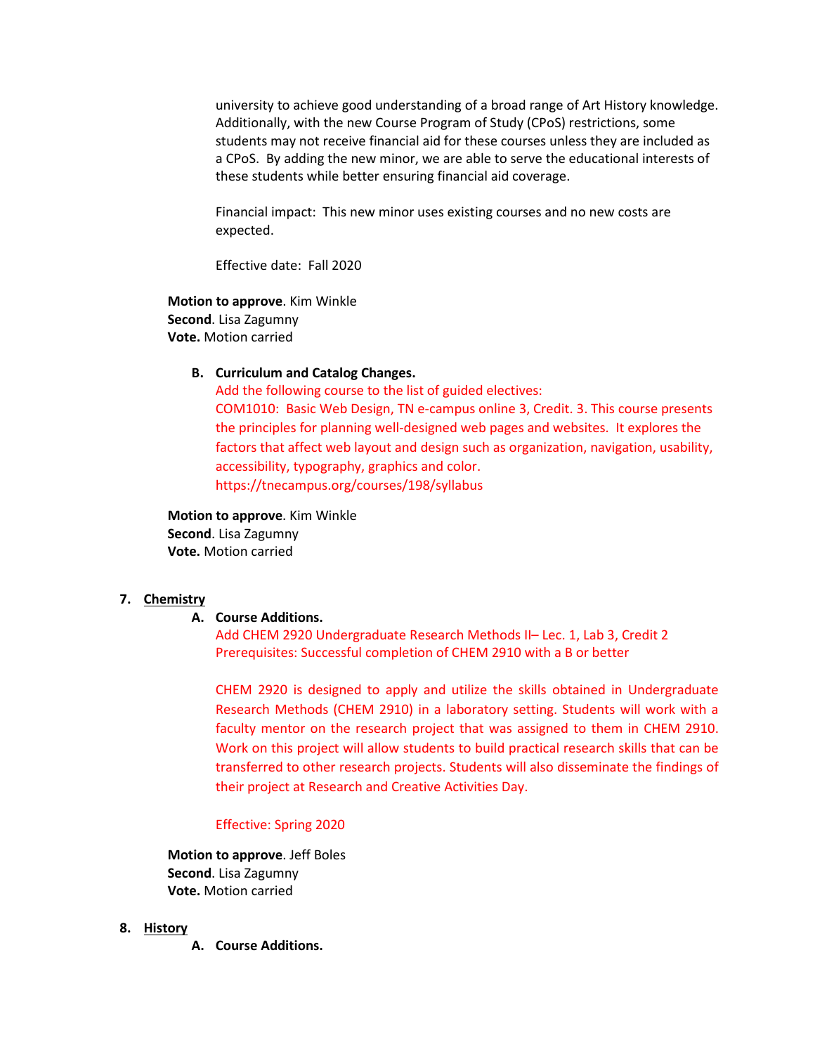university to achieve good understanding of a broad range of Art History knowledge. Additionally, with the new Course Program of Study (CPoS) restrictions, some students may not receive financial aid for these courses unless they are included as a CPoS. By adding the new minor, we are able to serve the educational interests of these students while better ensuring financial aid coverage.

Financial impact: This new minor uses existing courses and no new costs are expected.

Effective date: Fall 2020

**Motion to approve**. Kim Winkle
**Second**. Lisa Zagumny
**Vote.** Motion carried

B. **Curriculum and Catalog Changes.**
Add the following course to the list of guided electives:
COM1010: Basic Web Design, TN e-campus online 3, Credit. 3. This course presents the principles for planning well-designed web pages and websites. It explores the factors that affect web layout and design such as organization, navigation, usability, accessibility, typography, graphics and color.
https://tnecampus.org/courses/198/syllabus

**Motion to approve**. Kim Winkle
**Second**. Lisa Zagumny
**Vote.** Motion carried

7. **Chemistry**

A. **Course Additions.**
Add CHEM 2920 Undergraduate Research Methods II– Lec. 1, Lab 3, Credit 2
Prerequisites: Successful completion of CHEM 2910 with a B or better

CHEM 2920 is designed to apply and utilize the skills obtained in Undergraduate Research Methods (CHEM 2910) in a laboratory setting. Students will work with a faculty mentor on the research project that was assigned to them in CHEM 2910. Work on this project will allow students to build practical research skills that can be transferred to other research projects. Students will also disseminate the findings of their project at Research and Creative Activities Day.

Effective: Spring 2020

**Motion to approve**. Jeff Boles
**Second**. Lisa Zagumny
**Vote.** Motion carried

8. **History**

A. **Course Additions.**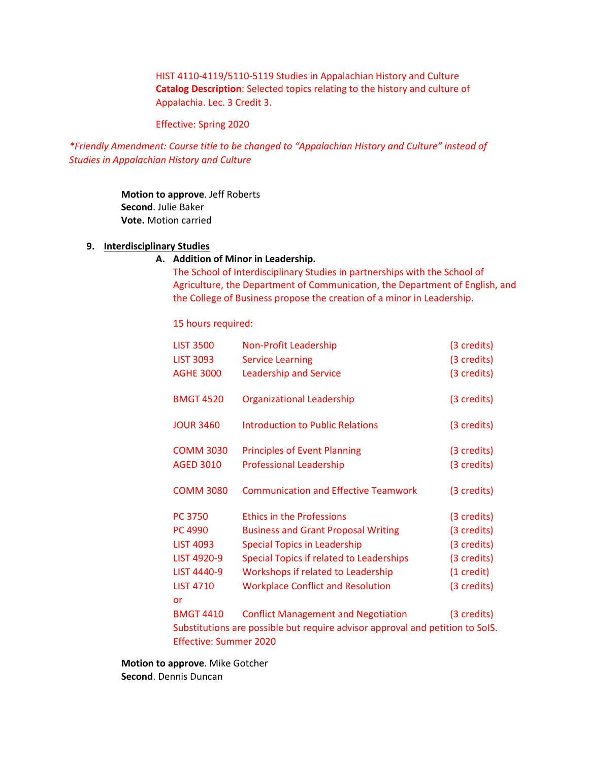HIST 4110-4119/5110-5119 Studies in Appalachian History and Culture
**Catalog Description**: Selected topics relating to the history and culture of Appalachia. Lec. 3 Credit 3.

Effective: Spring 2020

*\*Friendly Amendment: Course title to be changed to "Appalachian History and Culture" instead of Studies in Appalachian History and Culture*

**Motion to approve**. Jeff Roberts
**Second**. Julie Baker
**Vote.** Motion carried

9. **Interdisciplinary Studies**

   A. **Addition of Minor in Leadership.**
   The School of Interdisciplinary Studies in partnerships with the School of Agriculture, the Department of Communication, the Department of English, and the College of Business propose the creation of a minor in Leadership.

   15 hours required:

| | | |
|---|---|---|
| LIST 3500 | Non-Profit Leadership | (3 credits) |
| LIST 3093 | Service Learning | (3 credits) |
| AGHE 3000 | Leadership and Service | (3 credits) |
| BMGT 4520 | Organizational Leadership | (3 credits) |
| JOUR 3460 | Introduction to Public Relations | (3 credits) |
| COMM 3030 | Principles of Event Planning | (3 credits) |
| AGED 3010 | Professional Leadership | (3 credits) |
| COMM 3080 | Communication and Effective Teamwork | (3 credits) |
| PC 3750 | Ethics in the Professions | (3 credits) |
| PC 4990 | Business and Grant Proposal Writing | (3 credits) |
| LIST 4093 | Special Topics in Leadership | (3 credits) |
| LIST 4920-9 | Special Topics if related to Leaderships | (3 credits) |
| LIST 4440-9 | Workshops if related to Leadership | (1 credit) |
| LIST 4710 | Workplace Conflict and Resolution | (3 credits) |
| or | | |
| BMGT 4410 | Conflict Management and Negotiation | (3 credits) |

   Substitutions are possible but require advisor approval and petition to SoIS.
   Effective: Summer 2020

**Motion to approve**. Mike Gotcher
**Second**. Dennis Duncan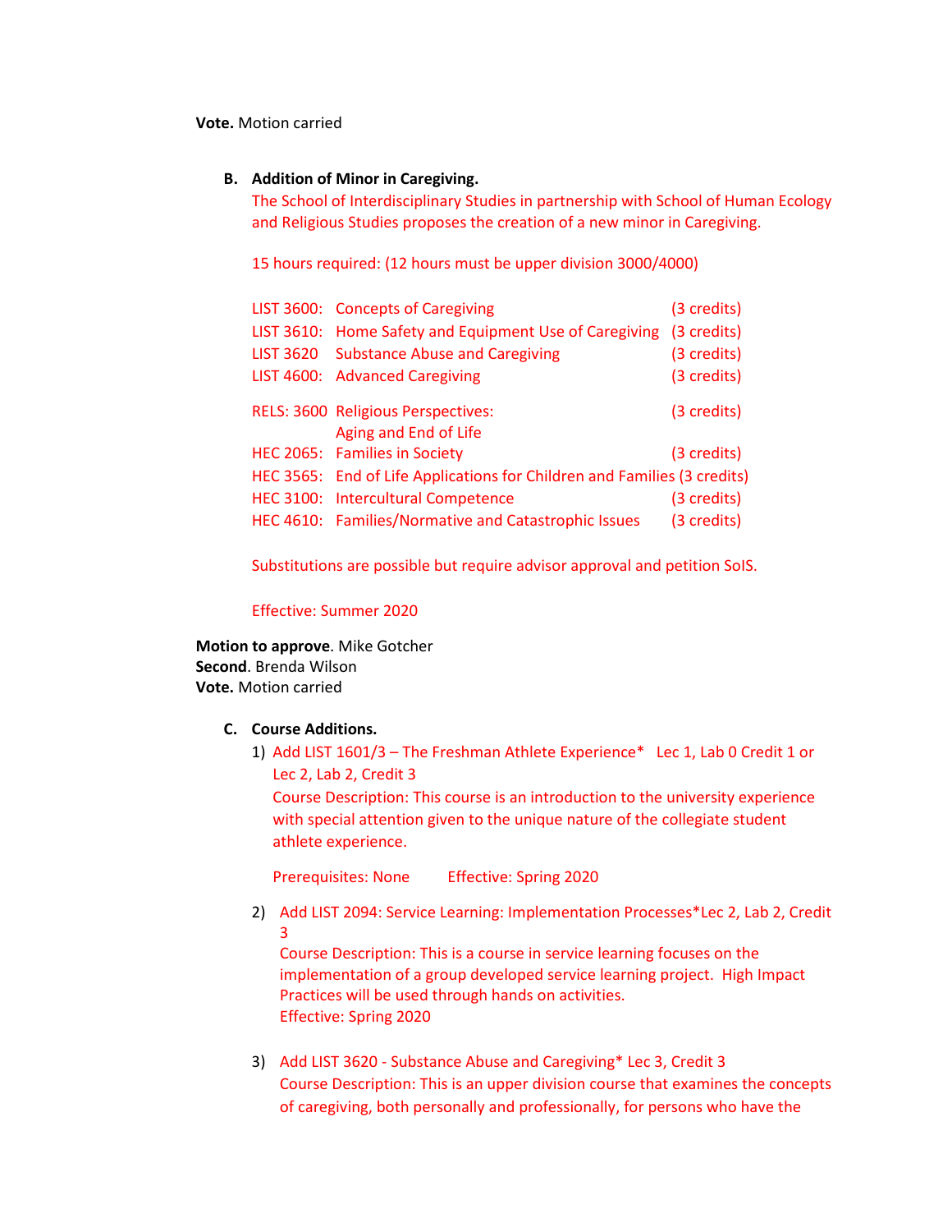**Vote.** Motion carried

B. **Addition of Minor in Caregiving.**

The School of Interdisciplinary Studies in partnership with School of Human Ecology and Religious Studies proposes the creation of a new minor in Caregiving.

15 hours required: (12 hours must be upper division 3000/4000)

| | | |
|---|---|---|
| LIST 3600: | Concepts of Caregiving | (3 credits) |
| LIST 3610: | Home Safety and Equipment Use of Caregiving | (3 credits) |
| LIST 3620 | Substance Abuse and Caregiving | (3 credits) |
| LIST 4600: | Advanced Caregiving | (3 credits) |
| RELS: 3600 | Religious Perspectives: Aging and End of Life | (3 credits) |
| HEC 2065: | Families in Society | (3 credits) |
| HEC 3565: | End of Life Applications for Children and Families | (3 credits) |
| HEC 3100: | Intercultural Competence | (3 credits) |
| HEC 4610: | Families/Normative and Catastrophic Issues | (3 credits) |

Substitutions are possible but require advisor approval and petition SoIS.

Effective: Summer 2020

**Motion to approve**. Mike Gotcher
**Second**. Brenda Wilson
**Vote.** Motion carried

C. **Course Additions.**

1) Add LIST 1601/3 – The Freshman Athlete Experience* Lec 1, Lab 0 Credit 1 or Lec 2, Lab 2, Credit 3
   Course Description: This course is an introduction to the university experience with special attention given to the unique nature of the collegiate student athlete experience.

   Prerequisites: None Effective: Spring 2020

2) Add LIST 2094: Service Learning: Implementation Processes*Lec 2, Lab 2, Credit 3
   Course Description: This is a course in service learning focuses on the implementation of a group developed service learning project. High Impact Practices will be used through hands on activities.
   Effective: Spring 2020

3) Add LIST 3620 - Substance Abuse and Caregiving* Lec 3, Credit 3
   Course Description: This is an upper division course that examines the concepts of caregiving, both personally and professionally, for persons who have the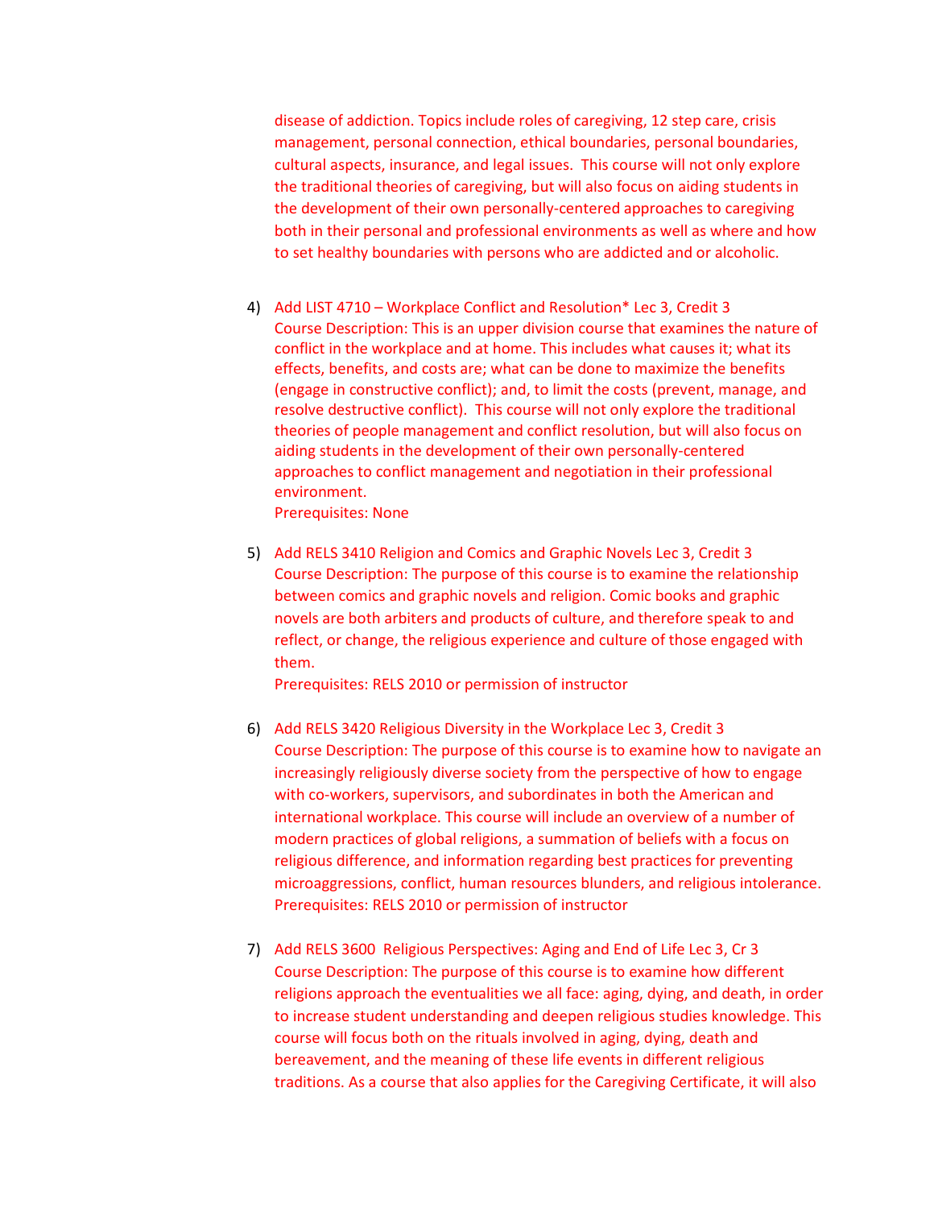disease of addiction. Topics include roles of caregiving, 12 step care, crisis management, personal connection, ethical boundaries, personal boundaries, cultural aspects, insurance, and legal issues. This course will not only explore the traditional theories of caregiving, but will also focus on aiding students in the development of their own personally-centered approaches to caregiving both in their personal and professional environments as well as where and how to set healthy boundaries with persons who are addicted and or alcoholic.

4) Add LIST 4710 – Workplace Conflict and Resolution* Lec 3, Credit 3
   Course Description: This is an upper division course that examines the nature of conflict in the workplace and at home. This includes what causes it; what its effects, benefits, and costs are; what can be done to maximize the benefits (engage in constructive conflict); and, to limit the costs (prevent, manage, and resolve destructive conflict). This course will not only explore the traditional theories of people management and conflict resolution, but will also focus on aiding students in the development of their own personally-centered approaches to conflict management and negotiation in their professional environment.
   Prerequisites: None

5) Add RELS 3410 Religion and Comics and Graphic Novels Lec 3, Credit 3
   Course Description: The purpose of this course is to examine the relationship between comics and graphic novels and religion. Comic books and graphic novels are both arbiters and products of culture, and therefore speak to and reflect, or change, the religious experience and culture of those engaged with them.
   Prerequisites: RELS 2010 or permission of instructor

6) Add RELS 3420 Religious Diversity in the Workplace Lec 3, Credit 3
   Course Description: The purpose of this course is to examine how to navigate an increasingly religiously diverse society from the perspective of how to engage with co-workers, supervisors, and subordinates in both the American and international workplace. This course will include an overview of a number of modern practices of global religions, a summation of beliefs with a focus on religious difference, and information regarding best practices for preventing microaggressions, conflict, human resources blunders, and religious intolerance.
   Prerequisites: RELS 2010 or permission of instructor

7) Add RELS 3600 Religious Perspectives: Aging and End of Life Lec 3, Cr 3
   Course Description: The purpose of this course is to examine how different religions approach the eventualities we all face: aging, dying, and death, in order to increase student understanding and deepen religious studies knowledge. This course will focus both on the rituals involved in aging, dying, death and bereavement, and the meaning of these life events in different religious traditions. As a course that also applies for the Caregiving Certificate, it will also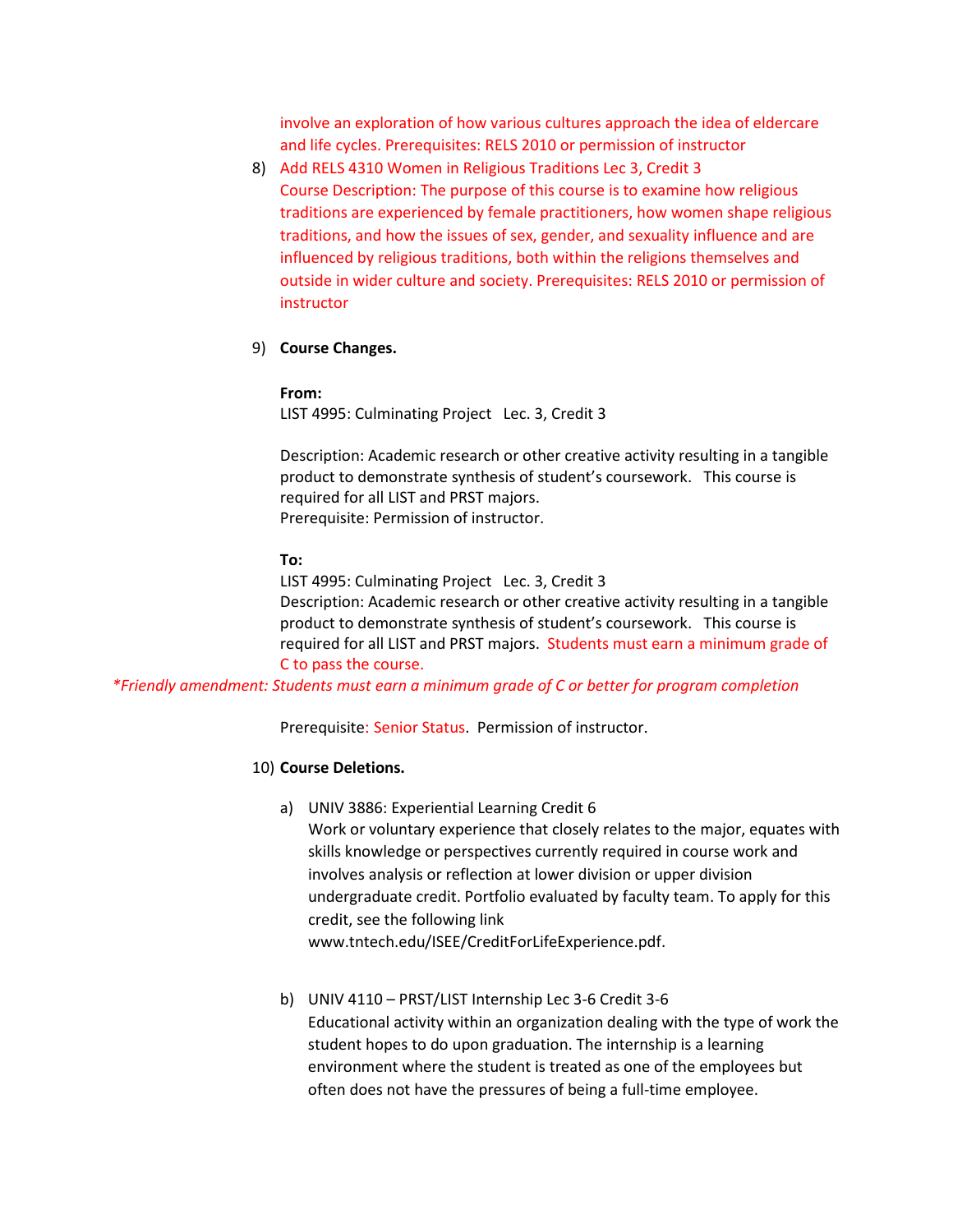involve an exploration of how various cultures approach the idea of eldercare and life cycles. Prerequisites: RELS 2010 or permission of instructor

8) Add RELS 4310 Women in Religious Traditions Lec 3, Credit 3
   Course Description: The purpose of this course is to examine how religious traditions are experienced by female practitioners, how women shape religious traditions, and how the issues of sex, gender, and sexuality influence and are influenced by religious traditions, both within the religions themselves and outside in wider culture and society. Prerequisites: RELS 2010 or permission of instructor

9) **Course Changes.**

   **From:**
   LIST 4995: Culminating Project Lec. 3, Credit 3

   Description: Academic research or other creative activity resulting in a tangible product to demonstrate synthesis of student's coursework. This course is required for all LIST and PRST majors.
   Prerequisite: Permission of instructor.

   **To:**
   LIST 4995: Culminating Project Lec. 3, Credit 3
   Description: Academic research or other creative activity resulting in a tangible product to demonstrate synthesis of student's coursework. This course is required for all LIST and PRST majors. Students must earn a minimum grade of C to pass the course.

*\*Friendly amendment: Students must earn a minimum grade of C or better for program completion*

   Prerequisite: Senior Status. Permission of instructor.

10) **Course Deletions.**

   a) UNIV 3886: Experiential Learning Credit 6
      Work or voluntary experience that closely relates to the major, equates with skills knowledge or perspectives currently required in course work and involves analysis or reflection at lower division or upper division undergraduate credit. Portfolio evaluated by faculty team. To apply for this credit, see the following link www.tntech.edu/ISEE/CreditForLifeExperience.pdf.

   b) UNIV 4110 – PRST/LIST Internship Lec 3-6 Credit 3-6
      Educational activity within an organization dealing with the type of work the student hopes to do upon graduation. The internship is a learning environment where the student is treated as one of the employees but often does not have the pressures of being a full-time employee.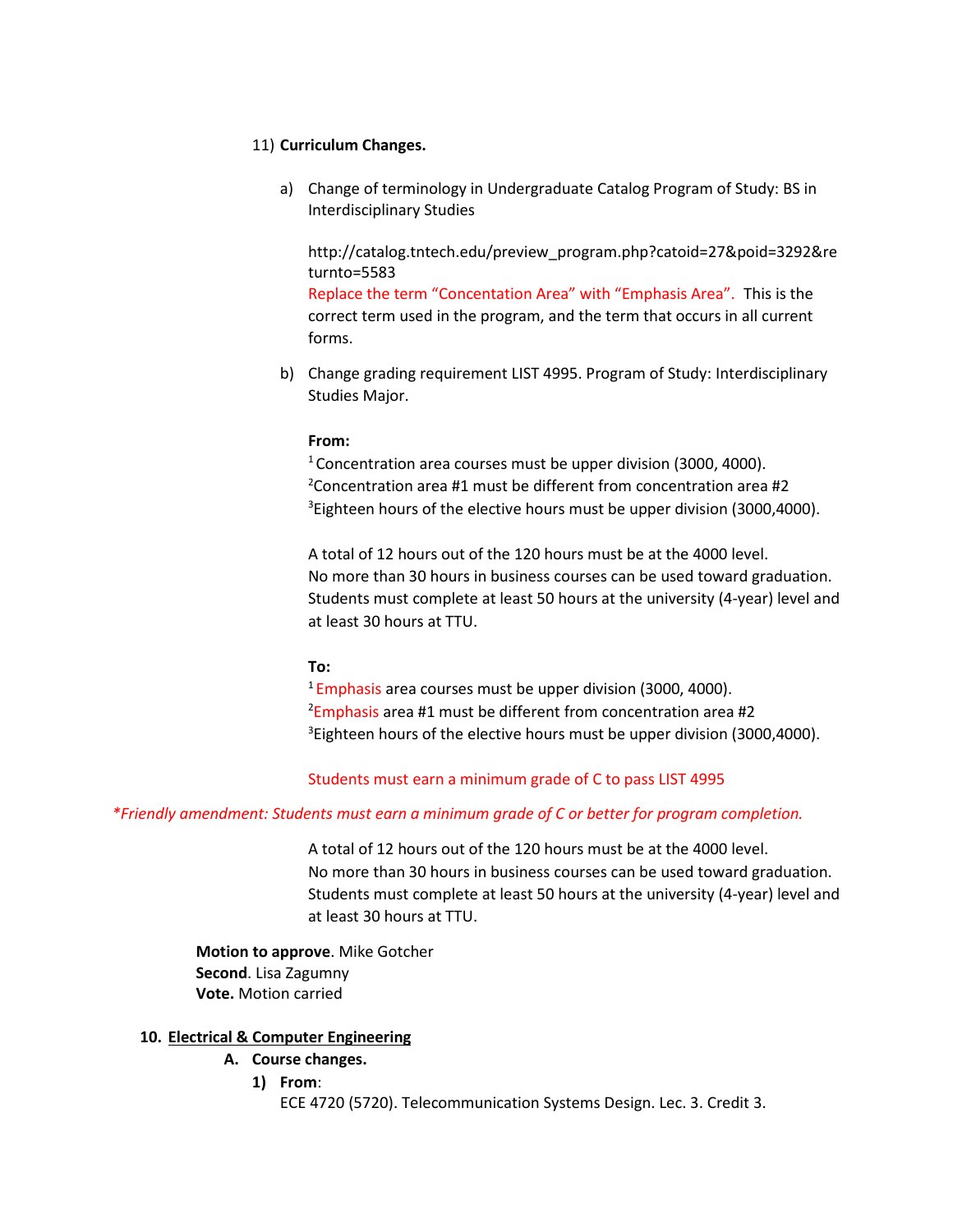11) **Curriculum Changes.**

a) Change of terminology in Undergraduate Catalog Program of Study: BS in Interdisciplinary Studies

http://catalog.tntech.edu/preview_program.php?catoid=27&poid=3292&returnto=5583
Replace the term "Concentation Area" with "Emphasis Area". This is the correct term used in the program, and the term that occurs in all current forms.

b) Change grading requirement LIST 4995. Program of Study: Interdisciplinary Studies Major.

**From:**
[1] Concentration area courses must be upper division (3000, 4000).
[2] Concentration area #1 must be different from concentration area #2
[3] Eighteen hours of the elective hours must be upper division (3000,4000).

A total of 12 hours out of the 120 hours must be at the 4000 level.
No more than 30 hours in business courses can be used toward graduation.
Students must complete at least 50 hours at the university (4-year) level and at least 30 hours at TTU.

**To:**
[1] Emphasis area courses must be upper division (3000, 4000).
[2] Emphasis area #1 must be different from concentration area #2
[3] Eighteen hours of the elective hours must be upper division (3000,4000).

Students must earn a minimum grade of C to pass LIST 4995

**Friendly amendment: Students must earn a minimum grade of C or better for program completion.*

A total of 12 hours out of the 120 hours must be at the 4000 level.
No more than 30 hours in business courses can be used toward graduation.
Students must complete at least 50 hours at the university (4-year) level and at least 30 hours at TTU.

**Motion to approve**. Mike Gotcher
**Second**. Lisa Zagumny
**Vote.** Motion carried

**10. <u>Electrical & Computer Engineering</u>**

**A. Course changes.**

**1) From**:
ECE 4720 (5720). Telecommunication Systems Design. Lec. 3. Credit 3.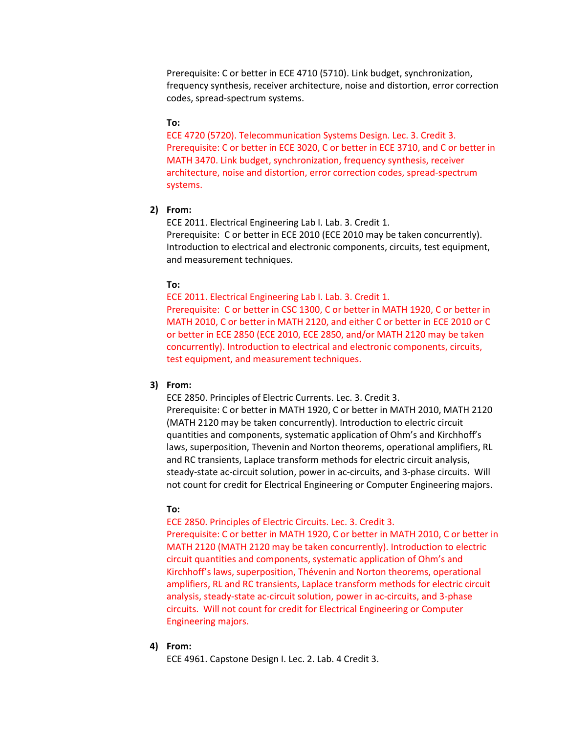Prerequisite: C or better in ECE 4710 (5710). Link budget, synchronization, frequency synthesis, receiver architecture, noise and distortion, error correction codes, spread-spectrum systems.

**To:**

ECE 4720 (5720). Telecommunication Systems Design. Lec. 3. Credit 3. Prerequisite: C or better in ECE 3020, C or better in ECE 3710, and C or better in MATH 3470. Link budget, synchronization, frequency synthesis, receiver architecture, noise and distortion, error correction codes, spread-spectrum systems.

2) **From:**

ECE 2011. Electrical Engineering Lab I. Lab. 3. Credit 1.
Prerequisite: C or better in ECE 2010 (ECE 2010 may be taken concurrently). Introduction to electrical and electronic components, circuits, test equipment, and measurement techniques.

**To:**

ECE 2011. Electrical Engineering Lab I. Lab. 3. Credit 1.
Prerequisite: C or better in CSC 1300, C or better in MATH 1920, C or better in MATH 2010, C or better in MATH 2120, and either C or better in ECE 2010 or C or better in ECE 2850 (ECE 2010, ECE 2850, and/or MATH 2120 may be taken concurrently). Introduction to electrical and electronic components, circuits, test equipment, and measurement techniques.

3) **From:**

ECE 2850. Principles of Electric Currents. Lec. 3. Credit 3.
Prerequisite: C or better in MATH 1920, C or better in MATH 2010, MATH 2120 (MATH 2120 may be taken concurrently). Introduction to electric circuit quantities and components, systematic application of Ohm's and Kirchhoff's laws, superposition, Thevenin and Norton theorems, operational amplifiers, RL and RC transients, Laplace transform methods for electric circuit analysis, steady-state ac-circuit solution, power in ac-circuits, and 3-phase circuits. Will not count for credit for Electrical Engineering or Computer Engineering majors.

**To:**

ECE 2850. Principles of Electric Circuits. Lec. 3. Credit 3.
Prerequisite: C or better in MATH 1920, C or better in MATH 2010, C or better in MATH 2120 (MATH 2120 may be taken concurrently). Introduction to electric circuit quantities and components, systematic application of Ohm's and Kirchhoff's laws, superposition, Thévenin and Norton theorems, operational amplifiers, RL and RC transients, Laplace transform methods for electric circuit analysis, steady-state ac-circuit solution, power in ac-circuits, and 3-phase circuits. Will not count for credit for Electrical Engineering or Computer Engineering majors.

4) **From:**

ECE 4961. Capstone Design I. Lec. 2. Lab. 4 Credit 3.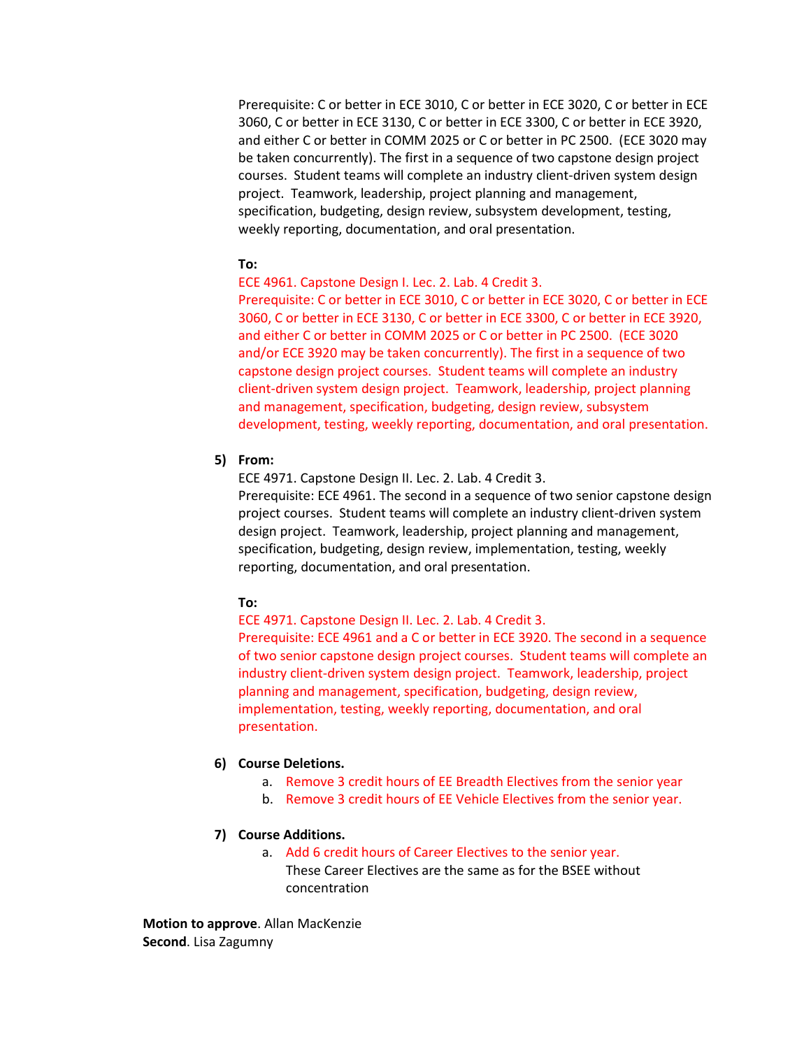Prerequisite: C or better in ECE 3010, C or better in ECE 3020, C or better in ECE 3060, C or better in ECE 3130, C or better in ECE 3300, C or better in ECE 3920, and either C or better in COMM 2025 or C or better in PC 2500. (ECE 3020 may be taken concurrently). The first in a sequence of two capstone design project courses. Student teams will complete an industry client-driven system design project. Teamwork, leadership, project planning and management, specification, budgeting, design review, subsystem development, testing, weekly reporting, documentation, and oral presentation.

**To:**

ECE 4961. Capstone Design I. Lec. 2. Lab. 4 Credit 3.
Prerequisite: C or better in ECE 3010, C or better in ECE 3020, C or better in ECE 3060, C or better in ECE 3130, C or better in ECE 3300, C or better in ECE 3920, and either C or better in COMM 2025 or C or better in PC 2500. (ECE 3020 and/or ECE 3920 may be taken concurrently). The first in a sequence of two capstone design project courses. Student teams will complete an industry client-driven system design project. Teamwork, leadership, project planning and management, specification, budgeting, design review, subsystem development, testing, weekly reporting, documentation, and oral presentation.

5) **From:**

ECE 4971. Capstone Design II. Lec. 2. Lab. 4 Credit 3.
Prerequisite: ECE 4961. The second in a sequence of two senior capstone design project courses. Student teams will complete an industry client-driven system design project. Teamwork, leadership, project planning and management, specification, budgeting, design review, implementation, testing, weekly reporting, documentation, and oral presentation.

**To:**

ECE 4971. Capstone Design II. Lec. 2. Lab. 4 Credit 3.
Prerequisite: ECE 4961 and a C or better in ECE 3920. The second in a sequence of two senior capstone design project courses. Student teams will complete an industry client-driven system design project. Teamwork, leadership, project planning and management, specification, budgeting, design review, implementation, testing, weekly reporting, documentation, and oral presentation.

6) **Course Deletions.**
   a. Remove 3 credit hours of EE Breadth Electives from the senior year
   b. Remove 3 credit hours of EE Vehicle Electives from the senior year.

7) **Course Additions.**
   a. Add 6 credit hours of Career Electives to the senior year.
      These Career Electives are the same as for the BSEE without concentration

**Motion to approve**. Allan MacKenzie
**Second**. Lisa Zagumny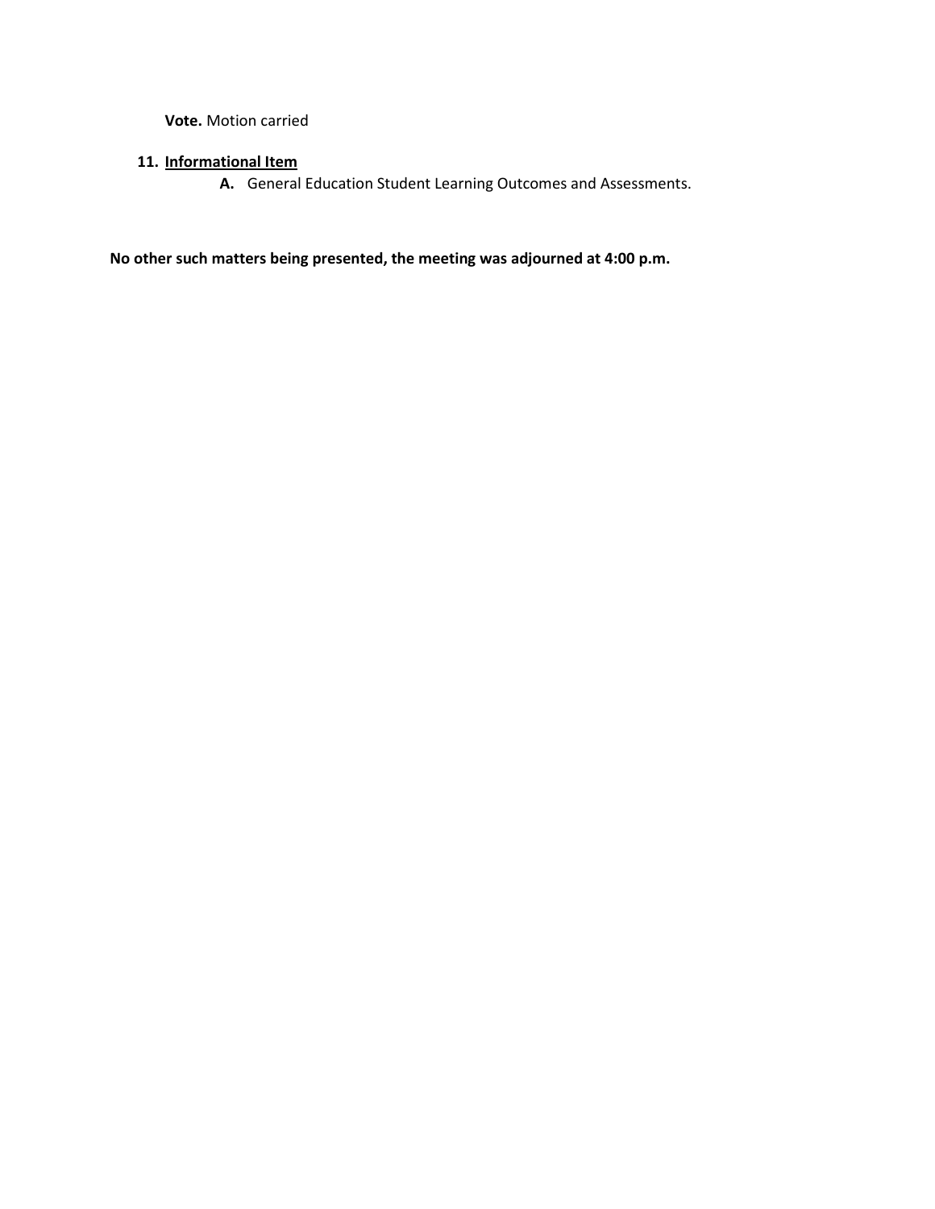**Vote.** Motion carried

11. **Informational Item**

    **A.** General Education Student Learning Outcomes and Assessments.

**No other such matters being presented, the meeting was adjourned at 4:00 p.m.**